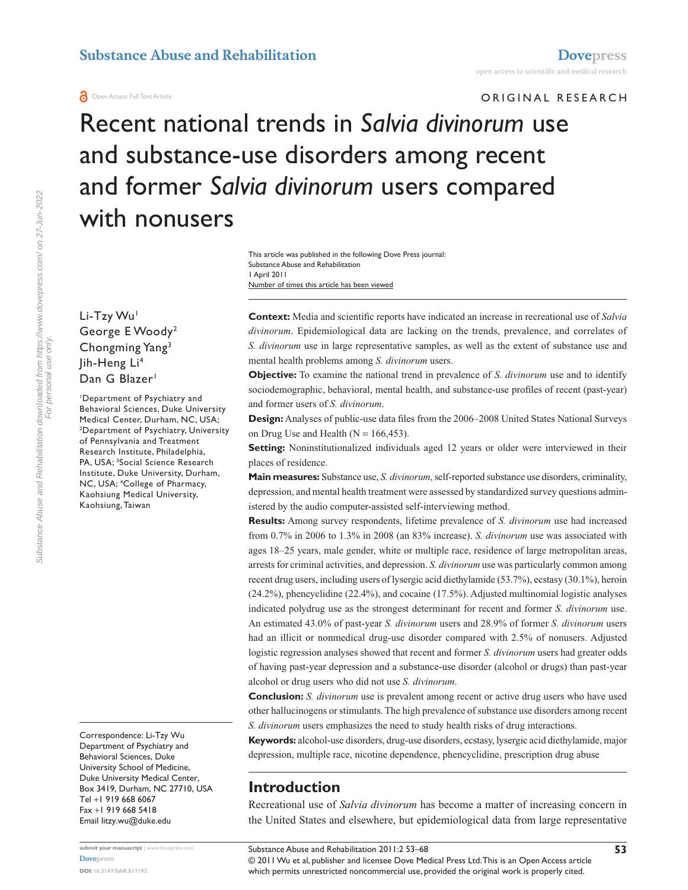ORIGINAL RESEARCH

# Recent national trends in *Salvia divinorum* use and substance-use disorders among recent and former *Salvia divinorum* users compared with nonusers

This article was published in the following Dove Press journal:
Substance Abuse and Rehabilitation
1 April 2011
Number of times this article has been viewed

Li-Tzy Wu[1]
George E Woody[2]
Chongming Yang[3]
Jih-Heng Li[4]
Dan G Blazer[1]

[1]Department of Psychiatry and Behavioral Sciences, Duke University Medical Center, Durham, NC, USA; [2]Department of Psychiatry, University of Pennsylvania and Treatment Research Institute, Philadelphia, PA, USA; [3]Social Science Research Institute, Duke University, Durham, NC, USA; [4]College of Pharmacy, Kaohsiung Medical University, Kaohsiung, Taiwan

Correspondence: Li-Tzy Wu
Department of Psychiatry and Behavioral Sciences, Duke University School of Medicine, Duke University Medical Center, Box 3419, Durham, NC 27710, USA
Tel +1 919 668 6067
Fax +1 919 668 5418
Email litzy.wu@duke.edu

**Context:** Media and scientific reports have indicated an increase in recreational use of *Salvia divinorum*. Epidemiological data are lacking on the trends, prevalence, and correlates of *S. divinorum* use in large representative samples, as well as the extent of substance use and mental health problems among *S. divinorum* users.

**Objective:** To examine the national trend in prevalence of *S. divinorum* use and to identify sociodemographic, behavioral, mental health, and substance-use profiles of recent (past-year) and former users of *S. divinorum*.

**Design:** Analyses of public-use data files from the 2006–2008 United States National Surveys on Drug Use and Health (N = 166,453).

**Setting:** Noninstitutionalized individuals aged 12 years or older were interviewed in their places of residence.

**Main measures:** Substance use, *S. divinorum*, self-reported substance use disorders, criminality, depression, and mental health treatment were assessed by standardized survey questions administered by the audio computer-assisted self-interviewing method.

**Results:** Among survey respondents, lifetime prevalence of *S. divinorum* use had increased from 0.7% in 2006 to 1.3% in 2008 (an 83% increase). *S. divinorum* use was associated with ages 18–25 years, male gender, white or multiple race, residence of large metropolitan areas, arrests for criminal activities, and depression. *S. divinorum* use was particularly common among recent drug users, including users of lysergic acid diethylamide (53.7%), ecstasy (30.1%), heroin (24.2%), phencyclidine (22.4%), and cocaine (17.5%). Adjusted multinomial logistic analyses indicated polydrug use as the strongest determinant for recent and former *S. divinorum* use. An estimated 43.0% of past-year *S. divinorum* users and 28.9% of former *S. divinorum* users had an illicit or nonmedical drug-use disorder compared with 2.5% of nonusers. Adjusted logistic regression analyses showed that recent and former *S. divinorum* users had greater odds of having past-year depression and a substance-use disorder (alcohol or drugs) than past-year alcohol or drug users who did not use *S. divinorum*.

**Conclusion:** *S. divinorum* use is prevalent among recent or active drug users who have used other hallucinogens or stimulants. The high prevalence of substance use disorders among recent *S. divinorum* users emphasizes the need to study health risks of drug interactions.

**Keywords:** alcohol-use disorders, drug-use disorders, ecstasy, lysergic acid diethylamide, major depression, multiple race, nicotine dependence, phencyclidine, prescription drug abuse

## Introduction

Recreational use of *Salvia divinorum* has become a matter of increasing concern in the United States and elsewhere, but epidemiological data from large representative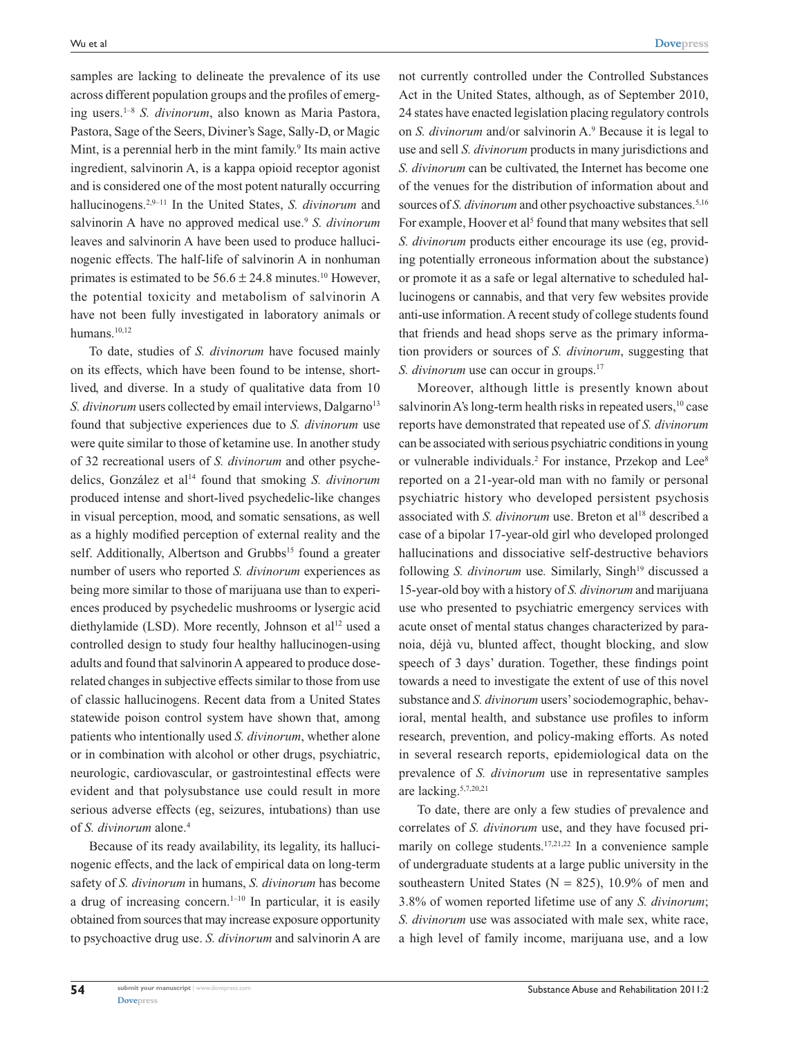samples are lacking to delineate the prevalence of its use across different population groups and the profiles of emerging users.[1–8] *S. divinorum*, also known as Maria Pastora, Pastora, Sage of the Seers, Diviner's Sage, Sally-D, or Magic Mint, is a perennial herb in the mint family.[9] Its main active ingredient, salvinorin A, is a kappa opioid receptor agonist and is considered one of the most potent naturally occurring hallucinogens.[2,9–11] In the United States, *S. divinorum* and salvinorin A have no approved medical use.[9] *S. divinorum* leaves and salvinorin A have been used to produce hallucinogenic effects. The half-life of salvinorin A in nonhuman primates is estimated to be $56.6 \pm 24.8$ minutes.[10] However, the potential toxicity and metabolism of salvinorin A have not been fully investigated in laboratory animals or humans.[10,12]

To date, studies of *S. divinorum* have focused mainly on its effects, which have been found to be intense, short-lived, and diverse. In a study of qualitative data from 10 *S. divinorum* users collected by email interviews, Dalgarno[13] found that subjective experiences due to *S. divinorum* use were quite similar to those of ketamine use. In another study of 32 recreational users of *S. divinorum* and other psychedelics, González et al[14] found that smoking *S. divinorum* produced intense and short-lived psychedelic-like changes in visual perception, mood, and somatic sensations, as well as a highly modified perception of external reality and the self. Additionally, Albertson and Grubbs[15] found a greater number of users who reported *S. divinorum* experiences as being more similar to those of marijuana use than to experiences produced by psychedelic mushrooms or lysergic acid diethylamide (LSD). More recently, Johnson et al[12] used a controlled design to study four healthy hallucinogen-using adults and found that salvinorin A appeared to produce dose-related changes in subjective effects similar to those from use of classic hallucinogens. Recent data from a United States statewide poison control system have shown that, among patients who intentionally used *S. divinorum*, whether alone or in combination with alcohol or other drugs, psychiatric, neurologic, cardiovascular, or gastrointestinal effects were evident and that polysubstance use could result in more serious adverse effects (eg, seizures, intubations) than use of *S. divinorum* alone.[4]

Because of its ready availability, its legality, its hallucinogenic effects, and the lack of empirical data on long-term safety of *S. divinorum* in humans, *S. divinorum* has become a drug of increasing concern.[1–10] In particular, it is easily obtained from sources that may increase exposure opportunity to psychoactive drug use. *S. divinorum* and salvinorin A are not currently controlled under the Controlled Substances Act in the United States, although, as of September 2010, 24 states have enacted legislation placing regulatory controls on *S. divinorum* and/or salvinorin A.[9] Because it is legal to use and sell *S. divinorum* products in many jurisdictions and *S. divinorum* can be cultivated, the Internet has become one of the venues for the distribution of information about and sources of *S. divinorum* and other psychoactive substances.[5,16] For example, Hoover et al[5] found that many websites that sell *S. divinorum* products either encourage its use (eg, providing potentially erroneous information about the substance) or promote it as a safe or legal alternative to scheduled hallucinogens or cannabis, and that very few websites provide anti-use information. A recent study of college students found that friends and head shops serve as the primary information providers or sources of *S. divinorum*, suggesting that *S. divinorum* use can occur in groups.[17]

Moreover, although little is presently known about salvinorin A's long-term health risks in repeated users,[10] case reports have demonstrated that repeated use of *S. divinorum* can be associated with serious psychiatric conditions in young or vulnerable individuals.[2] For instance, Przekop and Lee[8] reported on a 21-year-old man with no family or personal psychiatric history who developed persistent psychosis associated with *S. divinorum* use. Breton et al[18] described a case of a bipolar 17-year-old girl who developed prolonged hallucinations and dissociative self-destructive behaviors following *S. divinorum* use. Similarly, Singh[19] discussed a 15-year-old boy with a history of *S. divinorum* and marijuana use who presented to psychiatric emergency services with acute onset of mental status changes characterized by paranoia, déjà vu, blunted affect, thought blocking, and slow speech of 3 days' duration. Together, these findings point towards a need to investigate the extent of use of this novel substance and *S. divinorum* users' sociodemographic, behavioral, mental health, and substance use profiles to inform research, prevention, and policy-making efforts. As noted in several research reports, epidemiological data on the prevalence of *S. divinorum* use in representative samples are lacking.[5,7,20,21]

To date, there are only a few studies of prevalence and correlates of *S. divinorum* use, and they have focused primarily on college students.[17,21,22] In a convenience sample of undergraduate students at a large public university in the southeastern United States (N = 825), 10.9% of men and 3.8% of women reported lifetime use of any *S. divinorum*; *S. divinorum* use was associated with male sex, white race, a high level of family income, marijuana use, and a low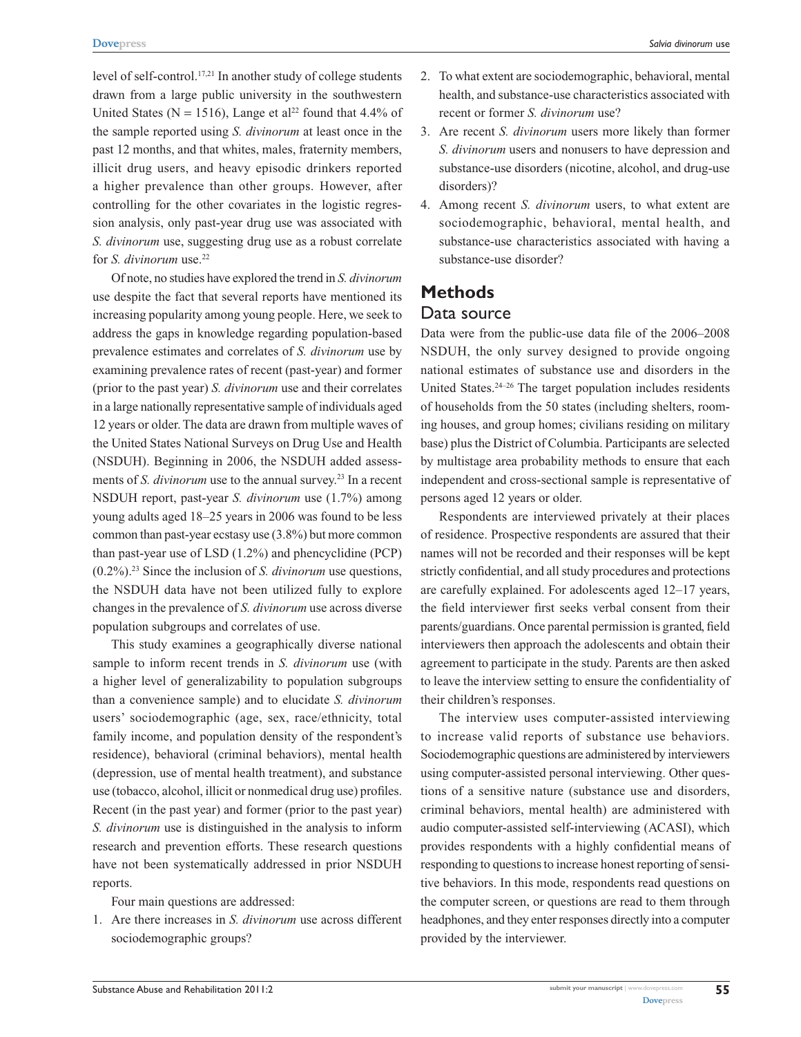level of self-control.[17,21] In another study of college students drawn from a large public university in the southwestern United States (N = 1516), Lange et al[22] found that 4.4% of the sample reported using *S. divinorum* at least once in the past 12 months, and that whites, males, fraternity members, illicit drug users, and heavy episodic drinkers reported a higher prevalence than other groups. However, after controlling for the other covariates in the logistic regression analysis, only past-year drug use was associated with *S. divinorum* use, suggesting drug use as a robust correlate for *S. divinorum* use.[22]

Of note, no studies have explored the trend in *S. divinorum* use despite the fact that several reports have mentioned its increasing popularity among young people. Here, we seek to address the gaps in knowledge regarding population-based prevalence estimates and correlates of *S. divinorum* use by examining prevalence rates of recent (past-year) and former (prior to the past year) *S. divinorum* use and their correlates in a large nationally representative sample of individuals aged 12 years or older. The data are drawn from multiple waves of the United States National Surveys on Drug Use and Health (NSDUH). Beginning in 2006, the NSDUH added assessments of *S. divinorum* use to the annual survey.[23] In a recent NSDUH report, past-year *S. divinorum* use (1.7%) among young adults aged 18–25 years in 2006 was found to be less common than past-year ecstasy use (3.8%) but more common than past-year use of LSD (1.2%) and phencyclidine (PCP) (0.2%).[23] Since the inclusion of *S. divinorum* use questions, the NSDUH data have not been utilized fully to explore changes in the prevalence of *S. divinorum* use across diverse population subgroups and correlates of use.

This study examines a geographically diverse national sample to inform recent trends in *S. divinorum* use (with a higher level of generalizability to population subgroups than a convenience sample) and to elucidate *S. divinorum* users' sociodemographic (age, sex, race/ethnicity, total family income, and population density of the respondent's residence), behavioral (criminal behaviors), mental health (depression, use of mental health treatment), and substance use (tobacco, alcohol, illicit or nonmedical drug use) profiles. Recent (in the past year) and former (prior to the past year) *S. divinorum* use is distinguished in the analysis to inform research and prevention efforts. These research questions have not been systematically addressed in prior NSDUH reports.

Four main questions are addressed:

1. Are there increases in *S. divinorum* use across different sociodemographic groups?
2. To what extent are sociodemographic, behavioral, mental health, and substance-use characteristics associated with recent or former *S. divinorum* use?
3. Are recent *S. divinorum* users more likely than former *S. divinorum* users and nonusers to have depression and substance-use disorders (nicotine, alcohol, and drug-use disorders)?
4. Among recent *S. divinorum* users, to what extent are sociodemographic, behavioral, mental health, and substance-use characteristics associated with having a substance-use disorder?

# Methods

## Data source

Data were from the public-use data file of the 2006–2008 NSDUH, the only survey designed to provide ongoing national estimates of substance use and disorders in the United States.[24–26] The target population includes residents of households from the 50 states (including shelters, rooming houses, and group homes; civilians residing on military base) plus the District of Columbia. Participants are selected by multistage area probability methods to ensure that each independent and cross-sectional sample is representative of persons aged 12 years or older.

Respondents are interviewed privately at their places of residence. Prospective respondents are assured that their names will not be recorded and their responses will be kept strictly confidential, and all study procedures and protections are carefully explained. For adolescents aged 12–17 years, the field interviewer first seeks verbal consent from their parents/guardians. Once parental permission is granted, field interviewers then approach the adolescents and obtain their agreement to participate in the study. Parents are then asked to leave the interview setting to ensure the confidentiality of their children's responses.

The interview uses computer-assisted interviewing to increase valid reports of substance use behaviors. Sociodemographic questions are administered by interviewers using computer-assisted personal interviewing. Other questions of a sensitive nature (substance use and disorders, criminal behaviors, mental health) are administered with audio computer-assisted self-interviewing (ACASI), which provides respondents with a highly confidential means of responding to questions to increase honest reporting of sensitive behaviors. In this mode, respondents read questions on the computer screen, or questions are read to them through headphones, and they enter responses directly into a computer provided by the interviewer.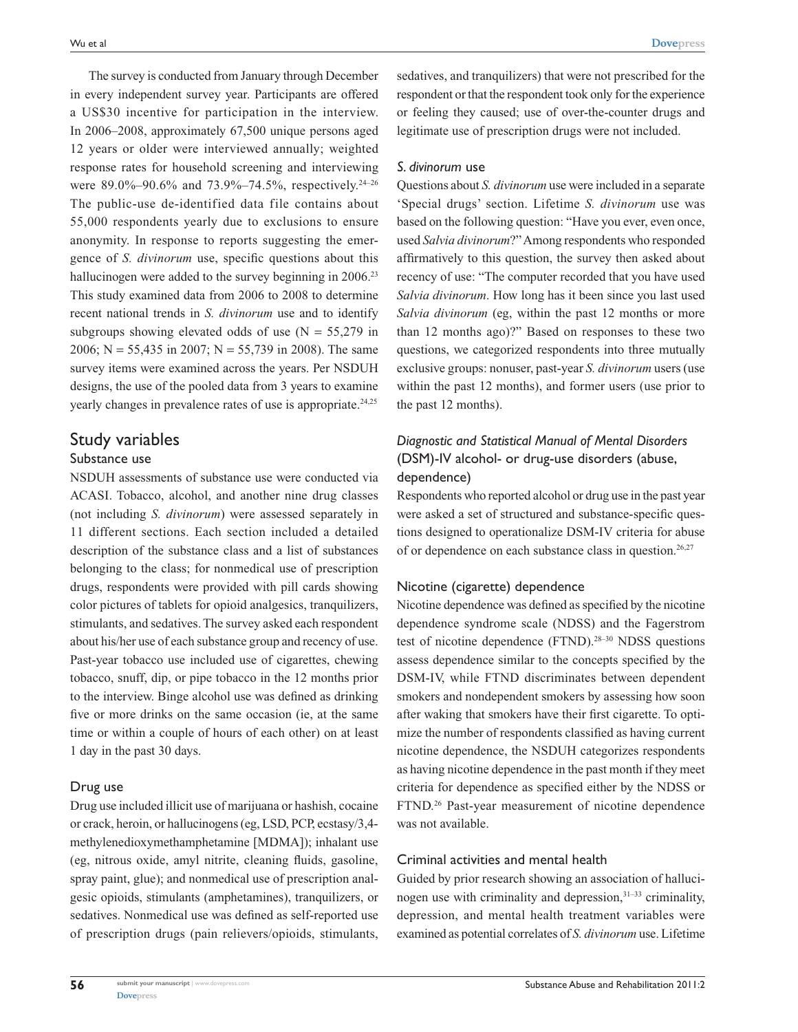The survey is conducted from January through December in every independent survey year. Participants are offered a US$30 incentive for participation in the interview. In 2006–2008, approximately 67,500 unique persons aged 12 years or older were interviewed annually; weighted response rates for household screening and interviewing were 89.0%–90.6% and 73.9%–74.5%, respectively.[24–26] The public-use de-identified data file contains about 55,000 respondents yearly due to exclusions to ensure anonymity. In response to reports suggesting the emergence of *S. divinorum* use, specific questions about this hallucinogen were added to the survey beginning in 2006.[23] This study examined data from 2006 to 2008 to determine recent national trends in *S. divinorum* use and to identify subgroups showing elevated odds of use (N = 55,279 in 2006; N = 55,435 in 2007; N = 55,739 in 2008). The same survey items were examined across the years. Per NSDUH designs, the use of the pooled data from 3 years to examine yearly changes in prevalence rates of use is appropriate.[24,25]

## Study variables

### Substance use

NSDUH assessments of substance use were conducted via ACASI. Tobacco, alcohol, and another nine drug classes (not including *S. divinorum*) were assessed separately in 11 different sections. Each section included a detailed description of the substance class and a list of substances belonging to the class; for nonmedical use of prescription drugs, respondents were provided with pill cards showing color pictures of tablets for opioid analgesics, tranquilizers, stimulants, and sedatives. The survey asked each respondent about his/her use of each substance group and recency of use. Past-year tobacco use included use of cigarettes, chewing tobacco, snuff, dip, or pipe tobacco in the 12 months prior to the interview. Binge alcohol use was defined as drinking five or more drinks on the same occasion (ie, at the same time or within a couple of hours of each other) on at least 1 day in the past 30 days.

### Drug use

Drug use included illicit use of marijuana or hashish, cocaine or crack, heroin, or hallucinogens (eg, LSD, PCP, ecstasy/3,4-methylenedioxymethamphetamine [MDMA]); inhalant use (eg, nitrous oxide, amyl nitrite, cleaning fluids, gasoline, spray paint, glue); and nonmedical use of prescription analgesic opioids, stimulants (amphetamines), tranquilizers, or sedatives. Nonmedical use was defined as self-reported use of prescription drugs (pain relievers/opioids, stimulants, sedatives, and tranquilizers) that were not prescribed for the respondent or that the respondent took only for the experience or feeling they caused; use of over-the-counter drugs and legitimate use of prescription drugs were not included.

### *S. divinorum* use

Questions about *S. divinorum* use were included in a separate 'Special drugs' section. Lifetime *S. divinorum* use was based on the following question: "Have you ever, even once, used *Salvia divinorum*?" Among respondents who responded affirmatively to this question, the survey then asked about recency of use: "The computer recorded that you have used *Salvia divinorum*. How long has it been since you last used *Salvia divinorum* (eg, within the past 12 months or more than 12 months ago)?" Based on responses to these two questions, we categorized respondents into three mutually exclusive groups: nonuser, past-year *S. divinorum* users (use within the past 12 months), and former users (use prior to the past 12 months).

### *Diagnostic and Statistical Manual of Mental Disorders* (DSM)-IV alcohol- or drug-use disorders (abuse, dependence)

Respondents who reported alcohol or drug use in the past year were asked a set of structured and substance-specific questions designed to operationalize DSM-IV criteria for abuse of or dependence on each substance class in question.[26,27]

### Nicotine (cigarette) dependence

Nicotine dependence was defined as specified by the nicotine dependence syndrome scale (NDSS) and the Fagerstrom test of nicotine dependence (FTND).[28–30] NDSS questions assess dependence similar to the concepts specified by the DSM-IV, while FTND discriminates between dependent smokers and nondependent smokers by assessing how soon after waking that smokers have their first cigarette. To optimize the number of respondents classified as having current nicotine dependence, the NSDUH categorizes respondents as having nicotine dependence in the past month if they meet criteria for dependence as specified either by the NDSS or FTND.[26] Past-year measurement of nicotine dependence was not available.

### Criminal activities and mental health

Guided by prior research showing an association of hallucinogen use with criminality and depression,[31–33] criminality, depression, and mental health treatment variables were examined as potential correlates of *S. divinorum* use. Lifetime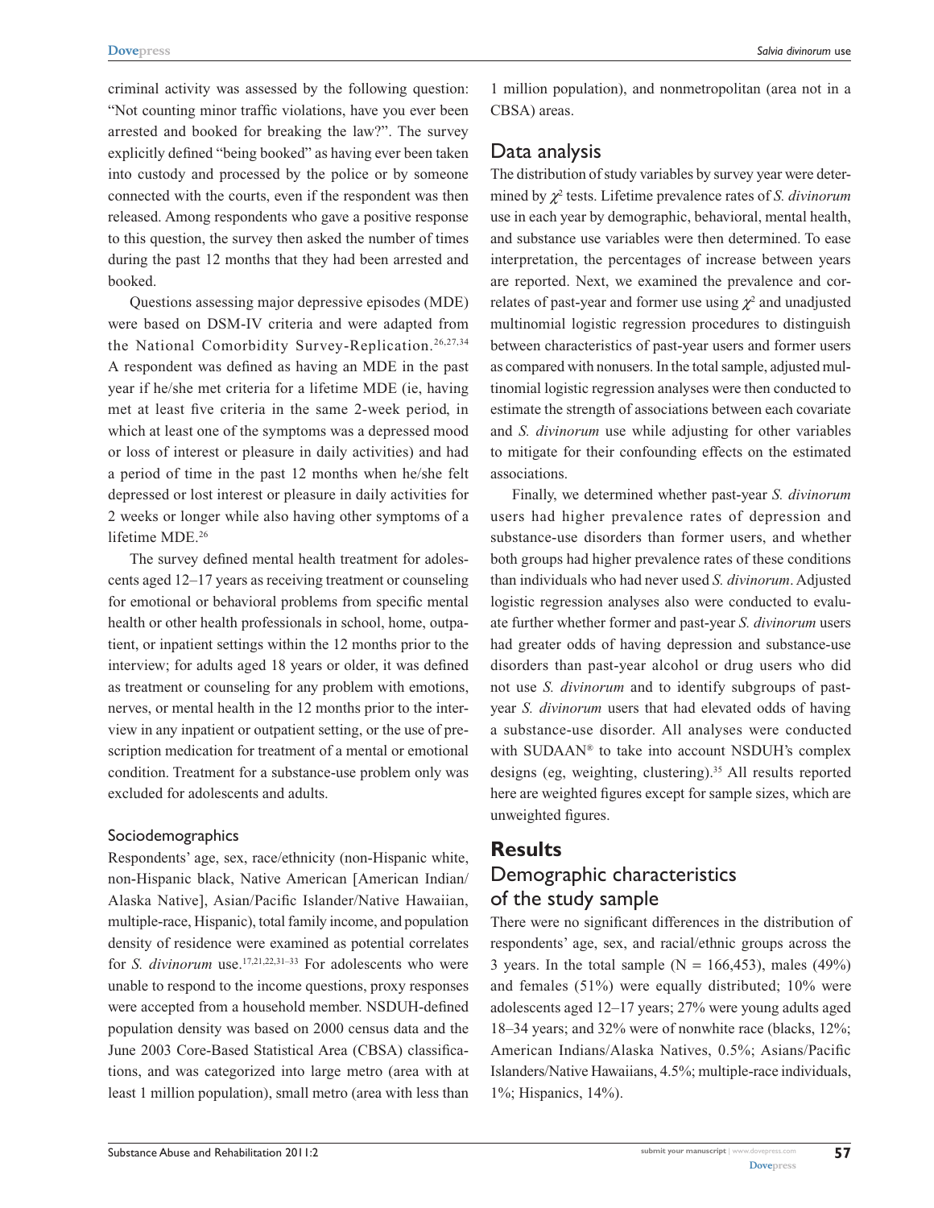criminal activity was assessed by the following question: "Not counting minor traffic violations, have you ever been arrested and booked for breaking the law?". The survey explicitly defined "being booked" as having ever been taken into custody and processed by the police or by someone connected with the courts, even if the respondent was then released. Among respondents who gave a positive response to this question, the survey then asked the number of times during the past 12 months that they had been arrested and booked.

Questions assessing major depressive episodes (MDE) were based on DSM-IV criteria and were adapted from the National Comorbidity Survey-Replication.[26,27,34] A respondent was defined as having an MDE in the past year if he/she met criteria for a lifetime MDE (ie, having met at least five criteria in the same 2-week period, in which at least one of the symptoms was a depressed mood or loss of interest or pleasure in daily activities) and had a period of time in the past 12 months when he/she felt depressed or lost interest or pleasure in daily activities for 2 weeks or longer while also having other symptoms of a lifetime MDE.[26]

The survey defined mental health treatment for adolescents aged 12–17 years as receiving treatment or counseling for emotional or behavioral problems from specific mental health or other health professionals in school, home, outpatient, or inpatient settings within the 12 months prior to the interview; for adults aged 18 years or older, it was defined as treatment or counseling for any problem with emotions, nerves, or mental health in the 12 months prior to the interview in any inpatient or outpatient setting, or the use of prescription medication for treatment of a mental or emotional condition. Treatment for a substance-use problem only was excluded for adolescents and adults.

### Sociodemographics

Respondents' age, sex, race/ethnicity (non-Hispanic white, non-Hispanic black, Native American [American Indian/Alaska Native], Asian/Pacific Islander/Native Hawaiian, multiple-race, Hispanic), total family income, and population density of residence were examined as potential correlates for *S. divinorum* use.[17,21,22,31–33] For adolescents who were unable to respond to the income questions, proxy responses were accepted from a household member. NSDUH-defined population density was based on 2000 census data and the June 2003 Core-Based Statistical Area (CBSA) classifications, and was categorized into large metro (area with at least 1 million population), small metro (area with less than 1 million population), and nonmetropolitan (area not in a CBSA) areas.

## Data analysis

The distribution of study variables by survey year were determined by $\chi^2$ tests. Lifetime prevalence rates of *S. divinorum* use in each year by demographic, behavioral, mental health, and substance use variables were then determined. To ease interpretation, the percentages of increase between years are reported. Next, we examined the prevalence and correlates of past-year and former use using $\chi^2$ and unadjusted multinomial logistic regression procedures to distinguish between characteristics of past-year users and former users as compared with nonusers. In the total sample, adjusted multinomial logistic regression analyses were then conducted to estimate the strength of associations between each covariate and *S. divinorum* use while adjusting for other variables to mitigate for their confounding effects on the estimated associations.

Finally, we determined whether past-year *S. divinorum* users had higher prevalence rates of depression and substance-use disorders than former users, and whether both groups had higher prevalence rates of these conditions than individuals who had never used *S. divinorum*. Adjusted logistic regression analyses also were conducted to evaluate further whether former and past-year *S. divinorum* users had greater odds of having depression and substance-use disorders than past-year alcohol or drug users who did not use *S. divinorum* and to identify subgroups of past-year *S. divinorum* users that had elevated odds of having a substance-use disorder. All analyses were conducted with SUDAAN® to take into account NSDUH's complex designs (eg, weighting, clustering).[35] All results reported here are weighted figures except for sample sizes, which are unweighted figures.

# Results

## Demographic characteristics of the study sample

There were no significant differences in the distribution of respondents' age, sex, and racial/ethnic groups across the 3 years. In the total sample (N = 166,453), males (49%) and females (51%) were equally distributed; 10% were adolescents aged 12–17 years; 27% were young adults aged 18–34 years; and 32% were of nonwhite race (blacks, 12%; American Indians/Alaska Natives, 0.5%; Asians/Pacific Islanders/Native Hawaiians, 4.5%; multiple-race individuals, 1%; Hispanics, 14%).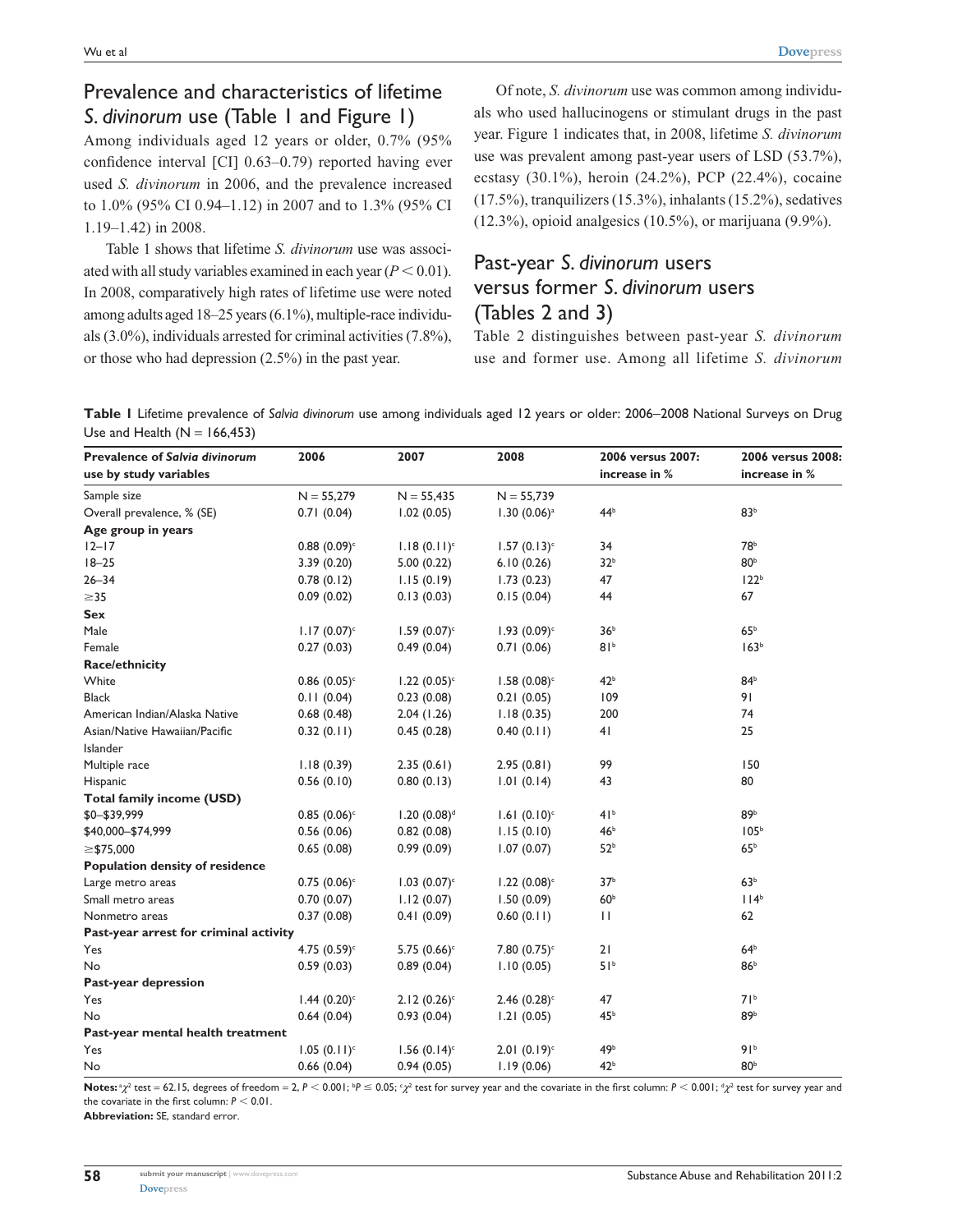## Prevalence and characteristics of lifetime *S. divinorum* use (Table 1 and Figure 1)

Among individuals aged 12 years or older, 0.7% (95% confidence interval [CI] 0.63–0.79) reported having ever used *S. divinorum* in 2006, and the prevalence increased to 1.0% (95% CI 0.94–1.12) in 2007 and to 1.3% (95% CI 1.19–1.42) in 2008.

Table 1 shows that lifetime *S. divinorum* use was associated with all study variables examined in each year ($P < 0.01$). In 2008, comparatively high rates of lifetime use were noted among adults aged 18–25 years (6.1%), multiple-race individuals (3.0%), individuals arrested for criminal activities (7.8%), or those who had depression (2.5%) in the past year.

Of note, *S. divinorum* use was common among individuals who used hallucinogens or stimulant drugs in the past year. Figure 1 indicates that, in 2008, lifetime *S. divinorum* use was prevalent among past-year users of LSD (53.7%), ecstasy (30.1%), heroin (24.2%), PCP (22.4%), cocaine (17.5%), tranquilizers (15.3%), inhalants (15.2%), sedatives (12.3%), opioid analgesics (10.5%), or marijuana (9.9%).

## Past-year *S. divinorum* users versus former *S. divinorum* users (Tables 2 and 3)

Table 2 distinguishes between past-year *S. divinorum* use and former use. Among all lifetime *S. divinorum*

**Table 1** Lifetime prevalence of *Salvia divinorum* use among individuals aged 12 years or older: 2006–2008 National Surveys on Drug Use and Health (N = 166,453)

| Prevalence of *Salvia divinorum* use by study variables | 2006 | 2007 | 2008 | 2006 versus 2007: increase in % | 2006 versus 2008: increase in % |
|---|---|---|---|---|---|
| Sample size | N = 55,279 | N = 55,435 | N = 55,739 | | |
| Overall prevalence, % (SE) | 0.71 (0.04) | 1.02 (0.05) | 1.30 (0.06)[a] | 44[b] | 83[b] |
| **Age group in years** | | | | | |
| 12–17 | 0.88 (0.09)[c] | 1.18 (0.11)[c] | 1.57 (0.13)[c] | 34 | 78[b] |
| 18–25 | 3.39 (0.20) | 5.00 (0.22) | 6.10 (0.26) | 32[b] | 80[b] |
| 26–34 | 0.78 (0.12) | 1.15 (0.19) | 1.73 (0.23) | 47 | 122[b] |
| ≥35 | 0.09 (0.02) | 0.13 (0.03) | 0.15 (0.04) | 44 | 67 |
| **Sex** | | | | | |
| Male | 1.17 (0.07)[c] | 1.59 (0.07)[c] | 1.93 (0.09)[c] | 36[b] | 65[b] |
| Female | 0.27 (0.03) | 0.49 (0.04) | 0.71 (0.06) | 81[b] | 163[b] |
| **Race/ethnicity** | | | | | |
| White | 0.86 (0.05)[c] | 1.22 (0.05)[c] | 1.58 (0.08)[c] | 42[b] | 84[b] |
| Black | 0.11 (0.04) | 0.23 (0.08) | 0.21 (0.05) | 109 | 91 |
| American Indian/Alaska Native | 0.68 (0.48) | 2.04 (1.26) | 1.18 (0.35) | 200 | 74 |
| Asian/Native Hawaiian/Pacific Islander | 0.32 (0.11) | 0.45 (0.28) | 0.40 (0.11) | 41 | 25 |
| Multiple race | 1.18 (0.39) | 2.35 (0.61) | 2.95 (0.81) | 99 | 150 |
| Hispanic | 0.56 (0.10) | 0.80 (0.13) | 1.01 (0.14) | 43 | 80 |
| **Total family income (USD)** | | | | | |
| $0–$39,999 | 0.85 (0.06)[c] | 1.20 (0.08)[d] | 1.61 (0.10)[c] | 41[b] | 89[b] |
| $40,000–$74,999 | 0.56 (0.06) | 0.82 (0.08) | 1.15 (0.10) | 46[b] | 105[b] |
| ≥$75,000 | 0.65 (0.08) | 0.99 (0.09) | 1.07 (0.07) | 52[b] | 65[b] |
| **Population density of residence** | | | | | |
| Large metro areas | 0.75 (0.06)[c] | 1.03 (0.07)[c] | 1.22 (0.08)[c] | 37[b] | 63[b] |
| Small metro areas | 0.70 (0.07) | 1.12 (0.07) | 1.50 (0.09) | 60[b] | 114[b] |
| Nonmetro areas | 0.37 (0.08) | 0.41 (0.09) | 0.60 (0.11) | 11 | 62 |
| **Past-year arrest for criminal activity** | | | | | |
| Yes | 4.75 (0.59)[c] | 5.75 (0.66)[c] | 7.80 (0.75)[c] | 21 | 64[b] |
| No | 0.59 (0.03) | 0.89 (0.04) | 1.10 (0.05) | 51[b] | 86[b] |
| **Past-year depression** | | | | | |
| Yes | 1.44 (0.20)[c] | 2.12 (0.26)[c] | 2.46 (0.28)[c] | 47 | 71[b] |
| No | 0.64 (0.04) | 0.93 (0.04) | 1.21 (0.05) | 45[b] | 89[b] |
| **Past-year mental health treatment** | | | | | |
| Yes | 1.05 (0.11)[c] | 1.56 (0.14)[c] | 2.01 (0.19)[c] | 49[b] | 91[b] |
| No | 0.66 (0.04) | 0.94 (0.05) | 1.19 (0.06) | 42[b] | 80[b] |

**Notes:** [a]$\chi^2$ test = 62.15, degrees of freedom = 2, $P < 0.001$; [b]$P \leq 0.05$; [c]$\chi^2$ test for survey year and the covariate in the first column: $P < 0.001$; [d]$\chi^2$ test for survey year and the covariate in the first column: $P < 0.01$.

**Abbreviation:** SE, standard error.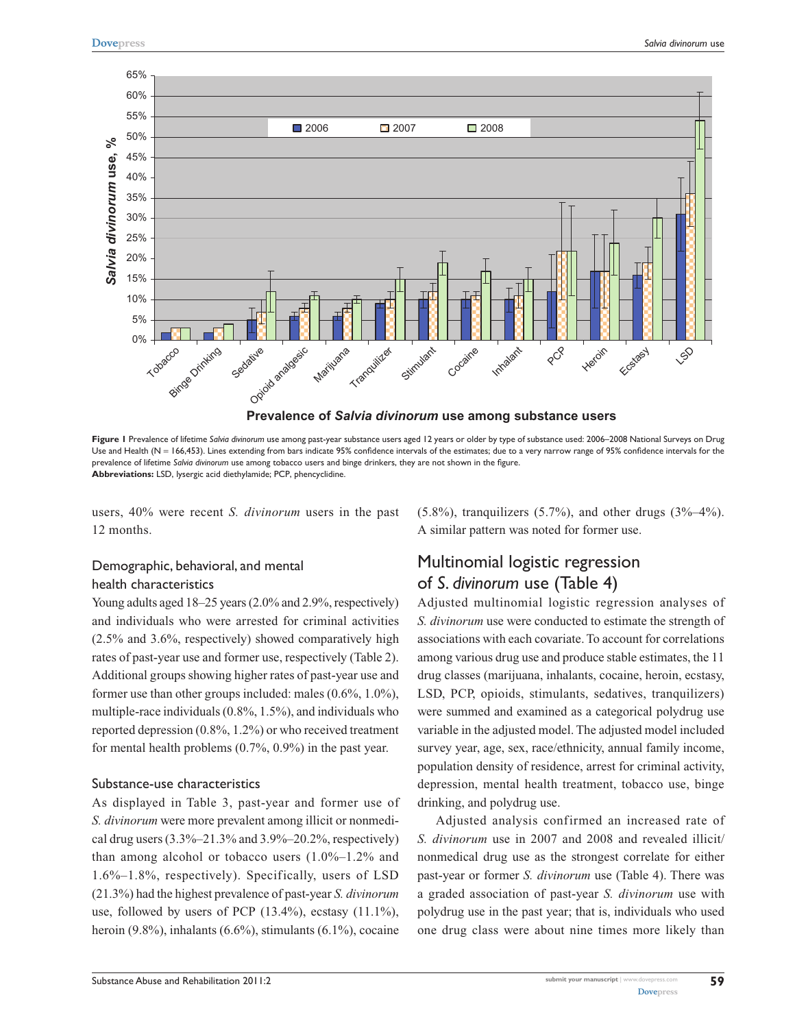**Figure 1** Prevalence of lifetime *Salvia divinorum* use among past-year substance users aged 12 years or older by type of substance used: 2006–2008 National Surveys on Drug Use and Health (N = 166,453). Lines extending from bars indicate 95% confidence intervals of the estimates; due to a very narrow range of 95% confidence intervals for the prevalence of lifetime *Salvia divinorum* use among tobacco users and binge drinkers, they are not shown in the figure.
**Abbreviations:** LSD, lysergic acid diethylamide; PCP, phencyclidine.

users, 40% were recent *S. divinorum* users in the past 12 months.

### Demographic, behavioral, and mental health characteristics

Young adults aged 18–25 years (2.0% and 2.9%, respectively) and individuals who were arrested for criminal activities (2.5% and 3.6%, respectively) showed comparatively high rates of past-year use and former use, respectively (Table 2). Additional groups showing higher rates of past-year use and former use than other groups included: males (0.6%, 1.0%), multiple-race individuals (0.8%, 1.5%), and individuals who reported depression (0.8%, 1.2%) or who received treatment for mental health problems (0.7%, 0.9%) in the past year.

### Substance-use characteristics

As displayed in Table 3, past-year and former use of *S. divinorum* were more prevalent among illicit or nonmedical drug users (3.3%–21.3% and 3.9%–20.2%, respectively) than among alcohol or tobacco users (1.0%–1.2% and 1.6%–1.8%, respectively). Specifically, users of LSD (21.3%) had the highest prevalence of past-year *S. divinorum* use, followed by users of PCP (13.4%), ecstasy (11.1%), heroin (9.8%), inhalants (6.6%), stimulants (6.1%), cocaine (5.8%), tranquilizers (5.7%), and other drugs (3%–4%). A similar pattern was noted for former use.

## Multinomial logistic regression of *S. divinorum* use (Table 4)

Adjusted multinomial logistic regression analyses of *S. divinorum* use were conducted to estimate the strength of associations with each covariate. To account for correlations among various drug use and produce stable estimates, the 11 drug classes (marijuana, inhalants, cocaine, heroin, ecstasy, LSD, PCP, opioids, stimulants, sedatives, tranquilizers) were summed and examined as a categorical polydrug use variable in the adjusted model. The adjusted model included survey year, age, sex, race/ethnicity, annual family income, population density of residence, arrest for criminal activity, depression, mental health treatment, tobacco use, binge drinking, and polydrug use.

Adjusted analysis confirmed an increased rate of *S. divinorum* use in 2007 and 2008 and revealed illicit/nonmedical drug use as the strongest correlate for either past-year or former *S. divinorum* use (Table 4). There was a graded association of past-year *S. divinorum* use with polydrug use in the past year; that is, individuals who used one drug class were about nine times more likely than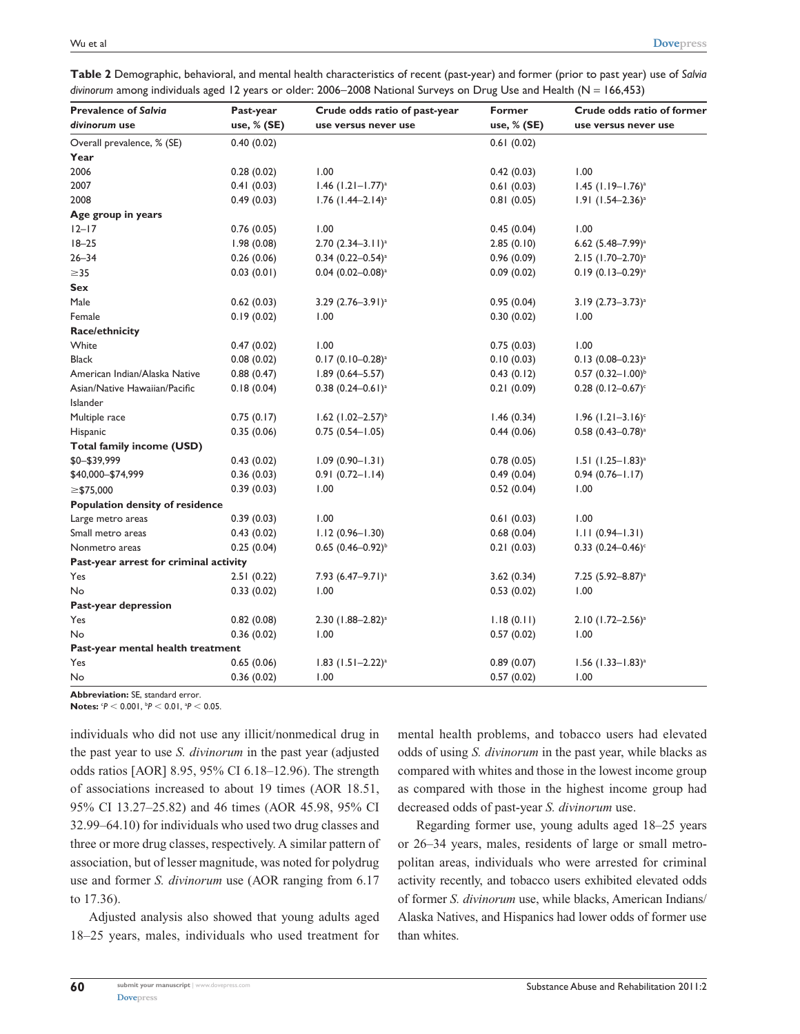**Table 2** Demographic, behavioral, and mental health characteristics of recent (past-year) and former (prior to past year) use of *Salvia divinorum* among individuals aged 12 years or older: 2006–2008 National Surveys on Drug Use and Health (N = 166,453)

| Prevalence of *Salvia divinorum* use | Past-year use, % (SE) | Crude odds ratio of past-year use versus never use | Former use, % (SE) | Crude odds ratio of former use versus never use |
|---|---|---|---|---|
| Overall prevalence, % (SE) | 0.40 (0.02) | | 0.61 (0.02) | |
| **Year** | | | | |
| 2006 | 0.28 (0.02) | 1.00 | 0.42 (0.03) | 1.00 |
| 2007 | 0.41 (0.03) | 1.46 (1.21–1.77)[a] | 0.61 (0.03) | 1.45 (1.19–1.76)[a] |
| 2008 | 0.49 (0.03) | 1.76 (1.44–2.14)[a] | 0.81 (0.05) | 1.91 (1.54–2.36)[a] |
| **Age group in years** | | | | |
| 12–17 | 0.76 (0.05) | 1.00 | 0.45 (0.04) | 1.00 |
| 18–25 | 1.98 (0.08) | 2.70 (2.34–3.11)[a] | 2.85 (0.10) | 6.62 (5.48–7.99)[a] |
| 26–34 | 0.26 (0.06) | 0.34 (0.22–0.54)[a] | 0.96 (0.09) | 2.15 (1.70–2.70)[a] |
| ≥35 | 0.03 (0.01) | 0.04 (0.02–0.08)[a] | 0.09 (0.02) | 0.19 (0.13–0.29)[a] |
| **Sex** | | | | |
| Male | 0.62 (0.03) | 3.29 (2.76–3.91)[a] | 0.95 (0.04) | 3.19 (2.73–3.73)[a] |
| Female | 0.19 (0.02) | 1.00 | 0.30 (0.02) | 1.00 |
| **Race/ethnicity** | | | | |
| White | 0.47 (0.02) | 1.00 | 0.75 (0.03) | 1.00 |
| Black | 0.08 (0.02) | 0.17 (0.10–0.28)[a] | 0.10 (0.03) | 0.13 (0.08–0.23)[a] |
| American Indian/Alaska Native | 0.88 (0.47) | 1.89 (0.64–5.57) | 0.43 (0.12) | 0.57 (0.32–1.00)[b] |
| Asian/Native Hawaiian/Pacific Islander | 0.18 (0.04) | 0.38 (0.24–0.61)[a] | 0.21 (0.09) | 0.28 (0.12–0.67)[c] |
| Multiple race | 0.75 (0.17) | 1.62 (1.02–2.57)[b] | 1.46 (0.34) | 1.96 (1.21–3.16)[c] |
| Hispanic | 0.35 (0.06) | 0.75 (0.54–1.05) | 0.44 (0.06) | 0.58 (0.43–0.78)[a] |
| **Total family income (USD)** | | | | |
| $0–$39,999 | 0.43 (0.02) | 1.09 (0.90–1.31) | 0.78 (0.05) | 1.51 (1.25–1.83)[a] |
| $40,000–$74,999 | 0.36 (0.03) | 0.91 (0.72–1.14) | 0.49 (0.04) | 0.94 (0.76–1.17) |
| ≥$75,000 | 0.39 (0.03) | 1.00 | 0.52 (0.04) | 1.00 |
| **Population density of residence** | | | | |
| Large metro areas | 0.39 (0.03) | 1.00 | 0.61 (0.03) | 1.00 |
| Small metro areas | 0.43 (0.02) | 1.12 (0.96–1.30) | 0.68 (0.04) | 1.11 (0.94–1.31) |
| Nonmetro areas | 0.25 (0.04) | 0.65 (0.46–0.92)[b] | 0.21 (0.03) | 0.33 (0.24–0.46)[c] |
| **Past-year arrest for criminal activity** | | | | |
| Yes | 2.51 (0.22) | 7.93 (6.47–9.71)[a] | 3.62 (0.34) | 7.25 (5.92–8.87)[a] |
| No | 0.33 (0.02) | 1.00 | 0.53 (0.02) | 1.00 |
| **Past-year depression** | | | | |
| Yes | 0.82 (0.08) | 2.30 (1.88–2.82)[a] | 1.18 (0.11) | 2.10 (1.72–2.56)[a] |
| No | 0.36 (0.02) | 1.00 | 0.57 (0.02) | 1.00 |
| **Past-year mental health treatment** | | | | |
| Yes | 0.65 (0.06) | 1.83 (1.51–2.22)[a] | 0.89 (0.07) | 1.56 (1.33–1.83)[a] |
| No | 0.36 (0.02) | 1.00 | 0.57 (0.02) | 1.00 |

**Abbreviation:** SE, standard error.
**Notes:** [a]$P < 0.001$, [b]$P < 0.01$, [c]$P < 0.05$.

individuals who did not use any illicit/nonmedical drug in the past year to use *S. divinorum* in the past year (adjusted odds ratios [AOR] 8.95, 95% CI 6.18–12.96). The strength of associations increased to about 19 times (AOR 18.51, 95% CI 13.27–25.82) and 46 times (AOR 45.98, 95% CI 32.99–64.10) for individuals who used two drug classes and three or more drug classes, respectively. A similar pattern of association, but of lesser magnitude, was noted for polydrug use and former *S. divinorum* use (AOR ranging from 6.17 to 17.36).

Adjusted analysis also showed that young adults aged 18–25 years, males, individuals who used treatment for mental health problems, and tobacco users had elevated odds of using *S. divinorum* in the past year, while blacks as compared with whites and those in the lowest income group as compared with those in the highest income group had decreased odds of past-year *S. divinorum* use.

Regarding former use, young adults aged 18–25 years or 26–34 years, males, residents of large or small metropolitan areas, individuals who were arrested for criminal activity recently, and tobacco users exhibited elevated odds of former *S. divinorum* use, while blacks, American Indians/Alaska Natives, and Hispanics had lower odds of former use than whites.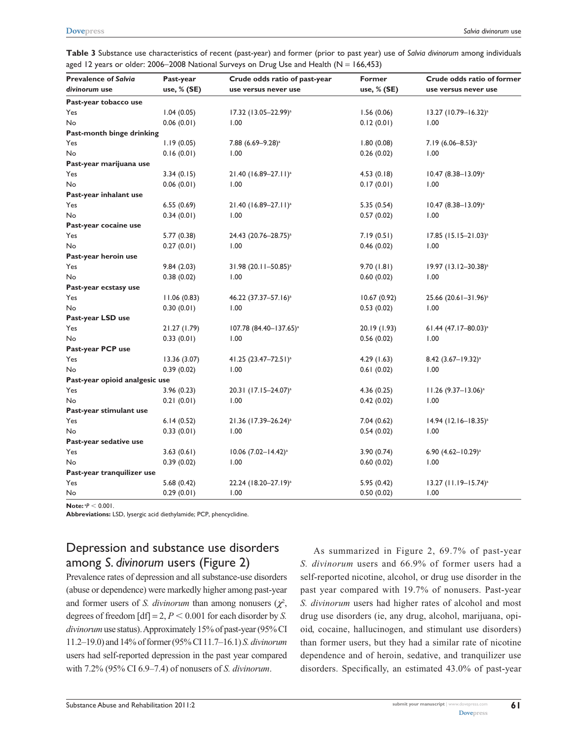**Table 3** Substance use characteristics of recent (past-year) and former (prior to past year) use of *Salvia divinorum* among individuals aged 12 years or older: 2006–2008 National Surveys on Drug Use and Health (N = 166,453)

| Prevalence of *Salvia divinorum* use | Past-year use, % (SE) | Crude odds ratio of past-year use versus never use | Former use, % (SE) | Crude odds ratio of former use versus never use |
|---|---|---|---|---|
| **Past-year tobacco use** | | | | |
| Yes | 1.04 (0.05) | 17.32 (13.05–22.99)[a] | 1.56 (0.06) | 13.27 (10.79–16.32)[a] |
| No | 0.06 (0.01) | 1.00 | 0.12 (0.01) | 1.00 |
| **Past-month binge drinking** | | | | |
| Yes | 1.19 (0.05) | 7.88 (6.69–9.28)[a] | 1.80 (0.08) | 7.19 (6.06–8.53)[a] |
| No | 0.16 (0.01) | 1.00 | 0.26 (0.02) | 1.00 |
| **Past-year marijuana use** | | | | |
| Yes | 3.34 (0.15) | 21.40 (16.89–27.11)[a] | 4.53 (0.18) | 10.47 (8.38–13.09)[a] |
| No | 0.06 (0.01) | 1.00 | 0.17 (0.01) | 1.00 |
| **Past-year inhalant use** | | | | |
| Yes | 6.55 (0.69) | 21.40 (16.89–27.11)[a] | 5.35 (0.54) | 10.47 (8.38–13.09)[a] |
| No | 0.34 (0.01) | 1.00 | 0.57 (0.02) | 1.00 |
| **Past-year cocaine use** | | | | |
| Yes | 5.77 (0.38) | 24.43 (20.76–28.75)[a] | 7.19 (0.51) | 17.85 (15.15–21.03)[a] |
| No | 0.27 (0.01) | 1.00 | 0.46 (0.02) | 1.00 |
| **Past-year heroin use** | | | | |
| Yes | 9.84 (2.03) | 31.98 (20.11–50.85)[a] | 9.70 (1.81) | 19.97 (13.12–30.38)[a] |
| No | 0.38 (0.02) | 1.00 | 0.60 (0.02) | 1.00 |
| **Past-year ecstasy use** | | | | |
| Yes | 11.06 (0.83) | 46.22 (37.37–57.16)[a] | 10.67 (0.92) | 25.66 (20.61–31.96)[a] |
| No | 0.30 (0.01) | 1.00 | 0.53 (0.02) | 1.00 |
| **Past-year LSD use** | | | | |
| Yes | 21.27 (1.79) | 107.78 (84.40–137.65)[a] | 20.19 (1.93) | 61.44 (47.17–80.03)[a] |
| No | 0.33 (0.01) | 1.00 | 0.56 (0.02) | 1.00 |
| **Past-year PCP use** | | | | |
| Yes | 13.36 (3.07) | 41.25 (23.47–72.51)[a] | 4.29 (1.63) | 8.42 (3.67–19.32)[a] |
| No | 0.39 (0.02) | 1.00 | 0.61 (0.02) | 1.00 |
| **Past-year opioid analgesic use** | | | | |
| Yes | 3.96 (0.23) | 20.31 (17.15–24.07)[a] | 4.36 (0.25) | 11.26 (9.37–13.06)[a] |
| No | 0.21 (0.01) | 1.00 | 0.42 (0.02) | 1.00 |
| **Past-year stimulant use** | | | | |
| Yes | 6.14 (0.52) | 21.36 (17.39–26.24)[a] | 7.04 (0.62) | 14.94 (12.16–18.35)[a] |
| No | 0.33 (0.01) | 1.00 | 0.54 (0.02) | 1.00 |
| **Past-year sedative use** | | | | |
| Yes | 3.63 (0.61) | 10.06 (7.02–14.42)[a] | 3.90 (0.74) | 6.90 (4.62–10.29)[a] |
| No | 0.39 (0.02) | 1.00 | 0.60 (0.02) | 1.00 |
| **Past-year tranquilizer use** | | | | |
| Yes | 5.68 (0.42) | 22.24 (18.20–27.19)[a] | 5.95 (0.42) | 13.27 (11.19–15.74)[a] |
| No | 0.29 (0.01) | 1.00 | 0.50 (0.02) | 1.00 |

**Note:** [a]$P < 0.001$.

**Abbreviations:** LSD, lysergic acid diethylamide; PCP, phencyclidine.

## Depression and substance use disorders among *S. divinorum* users (Figure 2)

Prevalence rates of depression and all substance-use disorders (abuse or dependence) were markedly higher among past-year and former users of *S. divinorum* than among nonusers ($\chi^2$, degrees of freedom [df] = 2, $P < 0.001$ for each disorder by *S. divinorum* use status). Approximately 15% of past-year (95% CI 11.2–19.0) and 14% of former (95% CI 11.7–16.1) *S. divinorum* users had self-reported depression in the past year compared with 7.2% (95% CI 6.9–7.4) of nonusers of *S. divinorum*.

As summarized in Figure 2, 69.7% of past-year *S. divinorum* users and 66.9% of former users had a self-reported nicotine, alcohol, or drug use disorder in the past year compared with 19.7% of nonusers. Past-year *S. divinorum* users had higher rates of alcohol and most drug use disorders (ie, any drug, alcohol, marijuana, opioid, cocaine, hallucinogen, and stimulant use disorders) than former users, but they had a similar rate of nicotine dependence and of heroin, sedative, and tranquilizer use disorders. Specifically, an estimated 43.0% of past-year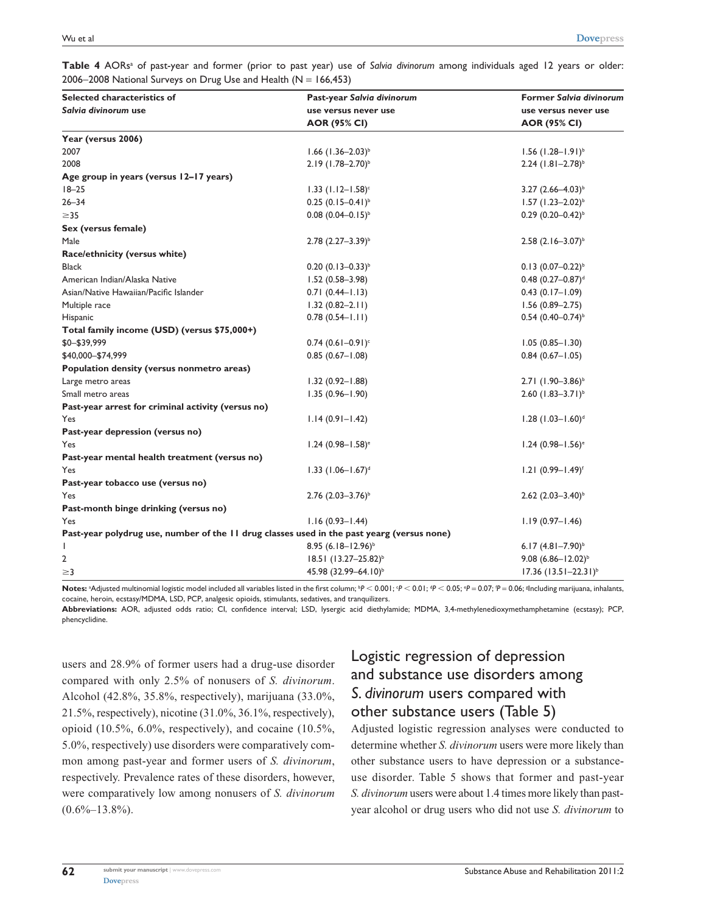**Table 4** AORs[a] of past-year and former (prior to past year) use of *Salvia divinorum* among individuals aged 12 years or older: 2006–2008 National Surveys on Drug Use and Health (N = 166,453)

| Selected characteristics of *Salvia divinorum* use | Past-year *Salvia divinorum* use versus never use AOR (95% CI) | Former *Salvia divinorum* use versus never use AOR (95% CI) |
|---|---|---|
| **Year (versus 2006)** | | |
| 2007 | 1.66 (1.36–2.03)[b] | 1.56 (1.28–1.91)[b] |
| 2008 | 2.19 (1.78–2.70)[b] | 2.24 (1.81–2.78)[b] |
| **Age group in years (versus 12–17 years)** | | |
| 18–25 | 1.33 (1.12–1.58)[c] | 3.27 (2.66–4.03)[b] |
| 26–34 | 0.25 (0.15–0.41)[b] | 1.57 (1.23–2.02)[b] |
| ≥35 | 0.08 (0.04–0.15)[b] | 0.29 (0.20–0.42)[b] |
| **Sex (versus female)** | | |
| Male | 2.78 (2.27–3.39)[b] | 2.58 (2.16–3.07)[b] |
| **Race/ethnicity (versus white)** | | |
| Black | 0.20 (0.13–0.33)[b] | 0.13 (0.07–0.22)[b] |
| American Indian/Alaska Native | 1.52 (0.58–3.98) | 0.48 (0.27–0.87)[d] |
| Asian/Native Hawaiian/Pacific Islander | 0.71 (0.44–1.13) | 0.43 (0.17–1.09) |
| Multiple race | 1.32 (0.82–2.11) | 1.56 (0.89–2.75) |
| Hispanic | 0.78 (0.54–1.11) | 0.54 (0.40–0.74)[b] |
| **Total family income (USD) (versus $75,000+)** | | |
| $0–$39,999 | 0.74 (0.61–0.91)[c] | 1.05 (0.85–1.30) |
| $40,000–$74,999 | 0.85 (0.67–1.08) | 0.84 (0.67–1.05) |
| **Population density (versus nonmetro areas)** | | |
| Large metro areas | 1.32 (0.92–1.88) | 2.71 (1.90–3.86)[b] |
| Small metro areas | 1.35 (0.96–1.90) | 2.60 (1.83–3.71)[b] |
| **Past-year arrest for criminal activity (versus no)** | | |
| Yes | 1.14 (0.91–1.42) | 1.28 (1.03–1.60)[d] |
| **Past-year depression (versus no)** | | |
| Yes | 1.24 (0.98–1.58)[e] | 1.24 (0.98–1.56)[e] |
| **Past-year mental health treatment (versus no)** | | |
| Yes | 1.33 (1.06–1.67)[d] | 1.21 (0.99–1.49)[f] |
| **Past-year tobacco use (versus no)** | | |
| Yes | 2.76 (2.03–3.76)[b] | 2.62 (2.03–3.40)[b] |
| **Past-month binge drinking (versus no)** | | |
| Yes | 1.16 (0.93–1.44) | 1.19 (0.97–1.46) |
| **Past-year polydrug use, number of the 11 drug classes used in the past yearg (versus none)** | | |
| 1 | 8.95 (6.18–12.96)[b] | 6.17 (4.81–7.90)[b] |
| 2 | 18.51 (13.27–25.82)[b] | 9.08 (6.86–12.02)[b] |
| ≥3 | 45.98 (32.99–64.10)[b] | 17.36 (13.51–22.31)[b] |

**Notes:** [a]Adjusted multinomial logistic model included all variables listed in the first column; [b]$P < 0.001$; [c]$P < 0.01$; [d]$P < 0.05$; [e]$P = 0.07$; [f]$P = 0.06$; [g]Including marijuana, inhalants, cocaine, heroin, ecstasy/MDMA, LSD, PCP, analgesic opioids, stimulants, sedatives, and tranquilizers.

**Abbreviations:** AOR, adjusted odds ratio; CI, confidence interval; LSD, lysergic acid diethylamide; MDMA, 3,4-methylenedioxymethamphetamine (ecstasy); PCP, phencyclidine.

users and 28.9% of former users had a drug-use disorder compared with only 2.5% of nonusers of *S. divinorum*. Alcohol (42.8%, 35.8%, respectively), marijuana (33.0%, 21.5%, respectively), nicotine (31.0%, 36.1%, respectively), opioid (10.5%, 6.0%, respectively), and cocaine (10.5%, 5.0%, respectively) use disorders were comparatively common among past-year and former users of *S. divinorum*, respectively. Prevalence rates of these disorders, however, were comparatively low among nonusers of *S. divinorum* (0.6%–13.8%).

## Logistic regression of depression and substance use disorders among *S. divinorum* users compared with other substance users (Table 5)

Adjusted logistic regression analyses were conducted to determine whether *S. divinorum* users were more likely than other substance users to have depression or a substance-use disorder. Table 5 shows that former and past-year *S. divinorum* users were about 1.4 times more likely than past-year alcohol or drug users who did not use *S. divinorum* to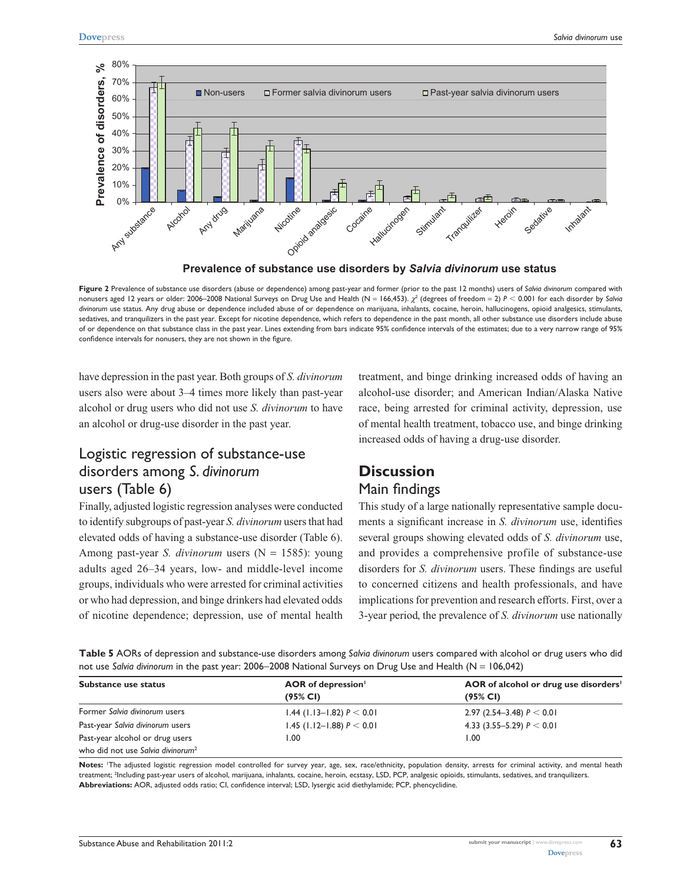Figure 2 Prevalence of substance use disorders (abuse or dependence) among past-year and former (prior to the past 12 months) users of *Salvia divinorum* compared with nonusers aged 12 years or older: 2006–2008 National Surveys on Drug Use and Health (N = 166,453). $\chi^2$ (degrees of freedom = 2) $P < 0.001$ for each disorder by *Salvia divinorum* use status. Any drug abuse or dependence included abuse of or dependence on marijuana, inhalants, cocaine, heroin, hallucinogens, opioid analgesics, stimulants, sedatives, and tranquilizers in the past year. Except for nicotine dependence, which refers to dependence in the past month, all other substance use disorders include abuse of or dependence on that substance class in the past year. Lines extending from bars indicate 95% confidence intervals of the estimates; due to a very narrow range of 95% confidence intervals for nonusers, they are not shown in the figure.

have depression in the past year. Both groups of *S. divinorum* users also were about 3–4 times more likely than past-year alcohol or drug users who did not use *S. divinorum* to have an alcohol or drug-use disorder in the past year.

## Logistic regression of substance-use disorders among *S. divinorum* users (Table 6)

Finally, adjusted logistic regression analyses were conducted to identify subgroups of past-year *S. divinorum* users that had elevated odds of having a substance-use disorder (Table 6). Among past-year *S. divinorum* users (N = 1585): young adults aged 26–34 years, low- and middle-level income groups, individuals who were arrested for criminal activities or who had depression, and binge drinkers had elevated odds of nicotine dependence; depression, use of mental health treatment, and binge drinking increased odds of having an alcohol-use disorder; and American Indian/Alaska Native race, being arrested for criminal activity, depression, use of mental health treatment, tobacco use, and binge drinking increased odds of having a drug-use disorder.

# Discussion

## Main findings

This study of a large nationally representative sample documents a significant increase in *S. divinorum* use, identifies several groups showing elevated odds of *S. divinorum* use, and provides a comprehensive profile of substance-use disorders for *S. divinorum* users. These findings are useful to concerned citizens and health professionals, and have implications for prevention and research efforts. First, over a 3-year period, the prevalence of *S. divinorum* use nationally

**Table 5** AORs of depression and substance-use disorders among *Salvia divinorum* users compared with alcohol or drug users who did not use *Salvia divinorum* in the past year: 2006–2008 National Surveys on Drug Use and Health (N = 106,042)

| Substance use status | AOR of depression[1] (95% CI) | AOR of alcohol or drug use disorders[1] (95% CI) |
|---|---|---|
| Former *Salvia divinorum* users | 1.44 (1.13–1.82) $P < 0.01$ | 2.97 (2.54–3.48) $P < 0.01$ |
| Past-year *Salvia divinorum* users | 1.45 (1.12–1.88) $P < 0.01$ | 4.33 (3.55–5.29) $P < 0.01$ |
| Past-year alcohol or drug users who did not use *Salvia divinorum*[2] | 1.00 | 1.00 |

**Notes:** [1]The adjusted logistic regression model controlled for survey year, age, sex, race/ethnicity, population density, arrests for criminal activity, and mental heath treatment; [2]Including past-year users of alcohol, marijuana, inhalants, cocaine, heroin, ecstasy, LSD, PCP, analgesic opioids, stimulants, sedatives, and tranquilizers.
**Abbreviations:** AOR, adjusted odds ratio; CI, confidence interval; LSD, lysergic acid diethylamide; PCP, phencyclidine.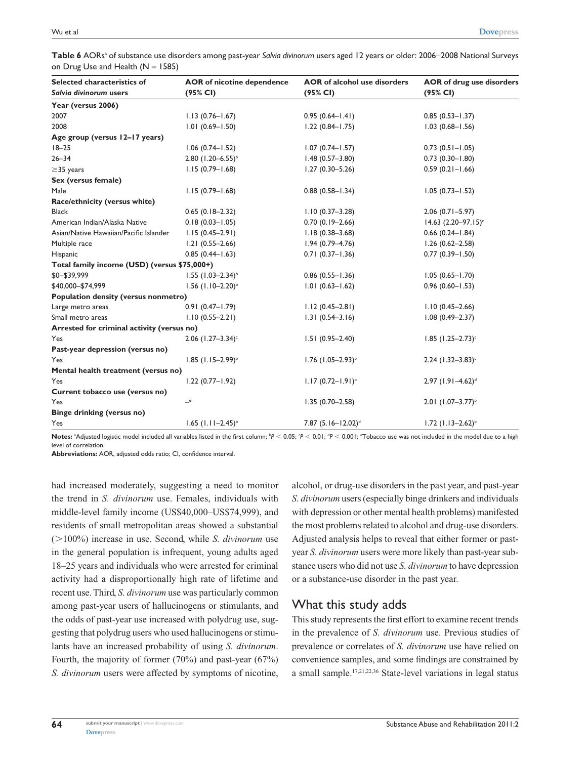**Table 6** AORs[a] of substance use disorders among past-year *Salvia divinorum* users aged 12 years or older: 2006–2008 National Surveys on Drug Use and Health (N = 1585)

| Selected characteristics of *Salvia divinorum* users | AOR of nicotine dependence (95% CI) | AOR of alcohol use disorders (95% CI) | AOR of drug use disorders (95% CI) |
|---|---|---|---|
| **Year (versus 2006)** | | | |
| 2007 | 1.13 (0.76–1.67) | 0.95 (0.64–1.41) | 0.85 (0.53–1.37) |
| 2008 | 1.01 (0.69–1.50) | 1.22 (0.84–1.75) | 1.03 (0.68–1.56) |
| **Age group (versus 12–17 years)** | | | |
| 18–25 | 1.06 (0.74–1.52) | 1.07 (0.74–1.57) | 0.73 (0.51–1.05) |
| 26–34 | 2.80 (1.20–6.55)[b] | 1.48 (0.57–3.80) | 0.73 (0.30–1.80) |
| ≥35 years | 1.15 (0.79–1.68) | 1.27 (0.30–5.26) | 0.59 (0.21–1.66) |
| **Sex (versus female)** | | | |
| Male | 1.15 (0.79–1.68) | 0.88 (0.58–1.34) | 1.05 (0.73–1.52) |
| **Race/ethnicity (versus white)** | | | |
| Black | 0.65 (0.18–2.32) | 1.10 (0.37–3.28) | 2.06 (0.71–5.97) |
| American Indian/Alaska Native | 0.18 (0.03–1.05) | 0.70 (0.19–2.66) | 14.63 (2.20–97.15)[c] |
| Asian/Native Hawaiian/Pacific Islander | 1.15 (0.45–2.91) | 1.18 (0.38–3.68) | 0.66 (0.24–1.84) |
| Multiple race | 1.21 (0.55–2.66) | 1.94 (0.79–4.76) | 1.26 (0.62–2.58) |
| Hispanic | 0.85 (0.44–1.63) | 0.71 (0.37–1.36) | 0.77 (0.39–1.50) |
| **Total family income (USD) (versus $75,000+)** | | | |
| $0–$39,999 | 1.55 (1.03–2.34)[b] | 0.86 (0.55–1.36) | 1.05 (0.65–1.70) |
| $40,000–$74,999 | 1.56 (1.10–2.20)[b] | 1.01 (0.63–1.62) | 0.96 (0.60–1.53) |
| **Population density (versus nonmetro)** | | | |
| Large metro areas | 0.91 (0.47–1.79) | 1.12 (0.45–2.81) | 1.10 (0.45–2.66) |
| Small metro areas | 1.10 (0.55–2.21) | 1.31 (0.54–3.16) | 1.08 (0.49–2.37) |
| **Arrested for criminal activity (versus no)** | | | |
| Yes | 2.06 (1.27–3.34)[c] | 1.51 (0.95–2.40) | 1.85 (1.25–2.73)[c] |
| **Past-year depression (versus no)** | | | |
| Yes | 1.85 (1.15–2.99)[b] | 1.76 (1.05–2.93)[b] | 2.24 (1.32–3.83)[c] |
| **Mental health treatment (versus no)** | | | |
| Yes | 1.22 (0.77–1.92) | 1.17 (0.72–1.91)[b] | 2.97 (1.91–4.62)[d] |
| **Current tobacco use (versus no)** | | | |
| Yes | –[e] | 1.35 (0.70–2.58) | 2.01 (1.07–3.77)[b] |
| **Binge drinking (versus no)** | | | |
| Yes | 1.65 (1.11–2.45)[b] | 7.87 (5.16–12.02)[d] | 1.72 (1.13–2.62)[b] |

**Notes:** [a]Adjusted logistic model included all variables listed in the first column; [b]$P < 0.05$; [c]$P < 0.01$; [d]$P < 0.001$; [e]Tobacco use was not included in the model due to a high level of correlation.

**Abbreviations:** AOR, adjusted odds ratio; CI, confidence interval.

had increased moderately, suggesting a need to monitor the trend in *S. divinorum* use. Females, individuals with middle-level family income (US$40,000–US$74,999), and residents of small metropolitan areas showed a substantial (>100%) increase in use. Second, while *S. divinorum* use in the general population is infrequent, young adults aged 18–25 years and individuals who were arrested for criminal activity had a disproportionally high rate of lifetime and recent use. Third, *S. divinorum* use was particularly common among past-year users of hallucinogens or stimulants, and the odds of past-year use increased with polydrug use, suggesting that polydrug users who used hallucinogens or stimulants have an increased probability of using *S. divinorum*. Fourth, the majority of former (70%) and past-year (67%) *S. divinorum* users were affected by symptoms of nicotine, alcohol, or drug-use disorders in the past year, and past-year *S. divinorum* users (especially binge drinkers and individuals with depression or other mental health problems) manifested the most problems related to alcohol and drug-use disorders. Adjusted analysis helps to reveal that either former or past-year *S. divinorum* users were more likely than past-year substance users who did not use *S. divinorum* to have depression or a substance-use disorder in the past year.

## What this study adds

This study represents the first effort to examine recent trends in the prevalence of *S. divinorum* use. Previous studies of prevalence or correlates of *S. divinorum* use have relied on convenience samples, and some findings are constrained by a small sample.[17,21,22,36] State-level variations in legal status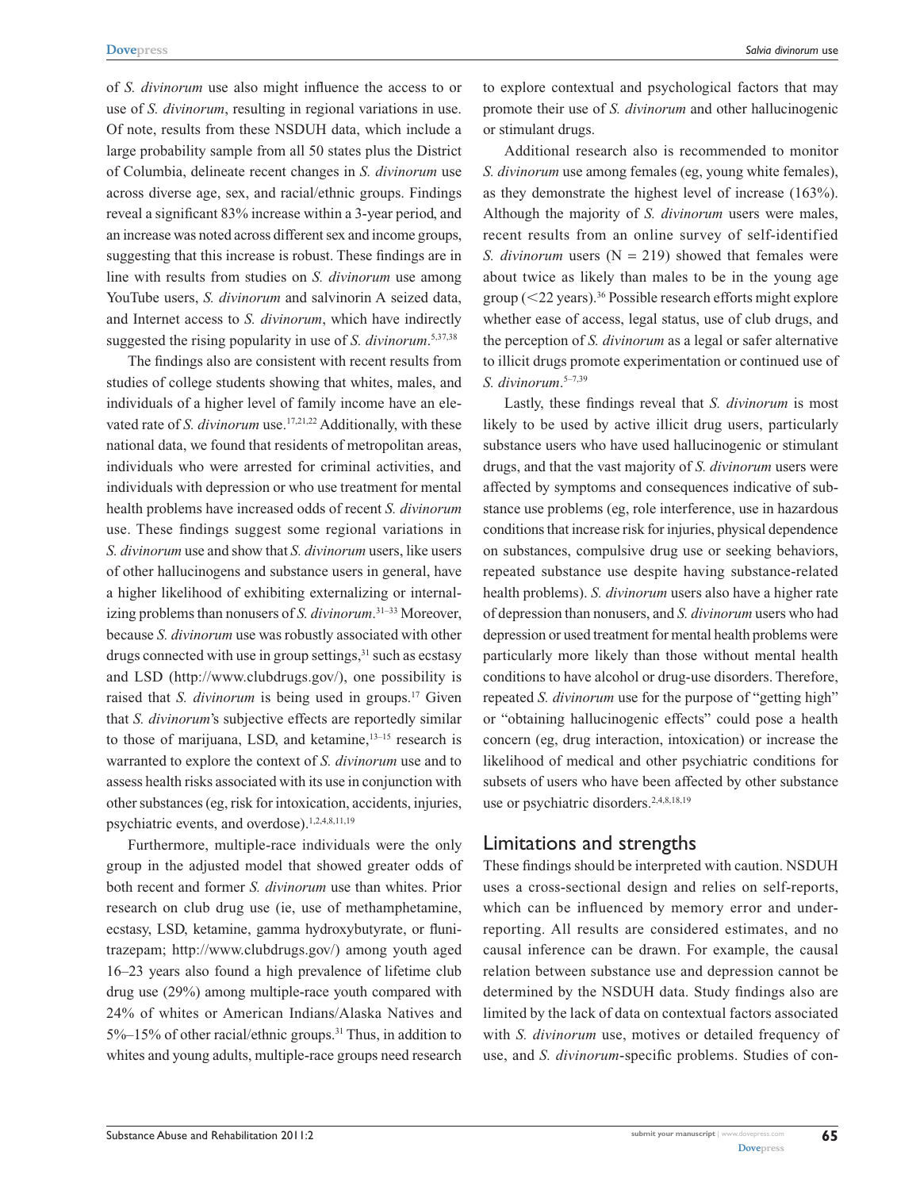of *S. divinorum* use also might influence the access to or use of *S. divinorum*, resulting in regional variations in use. Of note, results from these NSDUH data, which include a large probability sample from all 50 states plus the District of Columbia, delineate recent changes in *S. divinorum* use across diverse age, sex, and racial/ethnic groups. Findings reveal a significant 83% increase within a 3-year period, and an increase was noted across different sex and income groups, suggesting that this increase is robust. These findings are in line with results from studies on *S. divinorum* use among YouTube users, *S. divinorum* and salvinorin A seized data, and Internet access to *S. divinorum*, which have indirectly suggested the rising popularity in use of *S. divinorum*.[5,37,38]

The findings also are consistent with recent results from studies of college students showing that whites, males, and individuals of a higher level of family income have an elevated rate of *S. divinorum* use.[17,21,22] Additionally, with these national data, we found that residents of metropolitan areas, individuals who were arrested for criminal activities, and individuals with depression or who use treatment for mental health problems have increased odds of recent *S. divinorum* use. These findings suggest some regional variations in *S. divinorum* use and show that *S. divinorum* users, like users of other hallucinogens and substance users in general, have a higher likelihood of exhibiting externalizing or internalizing problems than nonusers of *S. divinorum*.[31–33] Moreover, because *S. divinorum* use was robustly associated with other drugs connected with use in group settings,[31] such as ecstasy and LSD (http://www.clubdrugs.gov/), one possibility is raised that *S. divinorum* is being used in groups.[17] Given that *S. divinorum*'s subjective effects are reportedly similar to those of marijuana, LSD, and ketamine,[13–15] research is warranted to explore the context of *S. divinorum* use and to assess health risks associated with its use in conjunction with other substances (eg, risk for intoxication, accidents, injuries, psychiatric events, and overdose).[1,2,4,8,11,19]

Furthermore, multiple-race individuals were the only group in the adjusted model that showed greater odds of both recent and former *S. divinorum* use than whites. Prior research on club drug use (ie, use of methamphetamine, ecstasy, LSD, ketamine, gamma hydroxybutyrate, or flunitrazepam; http://www.clubdrugs.gov/) among youth aged 16–23 years also found a high prevalence of lifetime club drug use (29%) among multiple-race youth compared with 24% of whites or American Indians/Alaska Natives and 5%–15% of other racial/ethnic groups.[31] Thus, in addition to whites and young adults, multiple-race groups need research to explore contextual and psychological factors that may promote their use of *S. divinorum* and other hallucinogenic or stimulant drugs.

Additional research also is recommended to monitor *S. divinorum* use among females (eg, young white females), as they demonstrate the highest level of increase (163%). Although the majority of *S. divinorum* users were males, recent results from an online survey of self-identified *S. divinorum* users (N = 219) showed that females were about twice as likely than males to be in the young age group (<22 years).[36] Possible research efforts might explore whether ease of access, legal status, use of club drugs, and the perception of *S. divinorum* as a legal or safer alternative to illicit drugs promote experimentation or continued use of *S. divinorum*.[5–7,39]

Lastly, these findings reveal that *S. divinorum* is most likely to be used by active illicit drug users, particularly substance users who have used hallucinogenic or stimulant drugs, and that the vast majority of *S. divinorum* users were affected by symptoms and consequences indicative of substance use problems (eg, role interference, use in hazardous conditions that increase risk for injuries, physical dependence on substances, compulsive drug use or seeking behaviors, repeated substance use despite having substance-related health problems). *S. divinorum* users also have a higher rate of depression than nonusers, and *S. divinorum* users who had depression or used treatment for mental health problems were particularly more likely than those without mental health conditions to have alcohol or drug-use disorders. Therefore, repeated *S. divinorum* use for the purpose of "getting high" or "obtaining hallucinogenic effects" could pose a health concern (eg, drug interaction, intoxication) or increase the likelihood of medical and other psychiatric conditions for subsets of users who have been affected by other substance use or psychiatric disorders.[2,4,8,18,19]

## Limitations and strengths

These findings should be interpreted with caution. NSDUH uses a cross-sectional design and relies on self-reports, which can be influenced by memory error and underreporting. All results are considered estimates, and no causal inference can be drawn. For example, the causal relation between substance use and depression cannot be determined by the NSDUH data. Study findings also are limited by the lack of data on contextual factors associated with *S. divinorum* use, motives or detailed frequency of use, and *S. divinorum*-specific problems. Studies of con-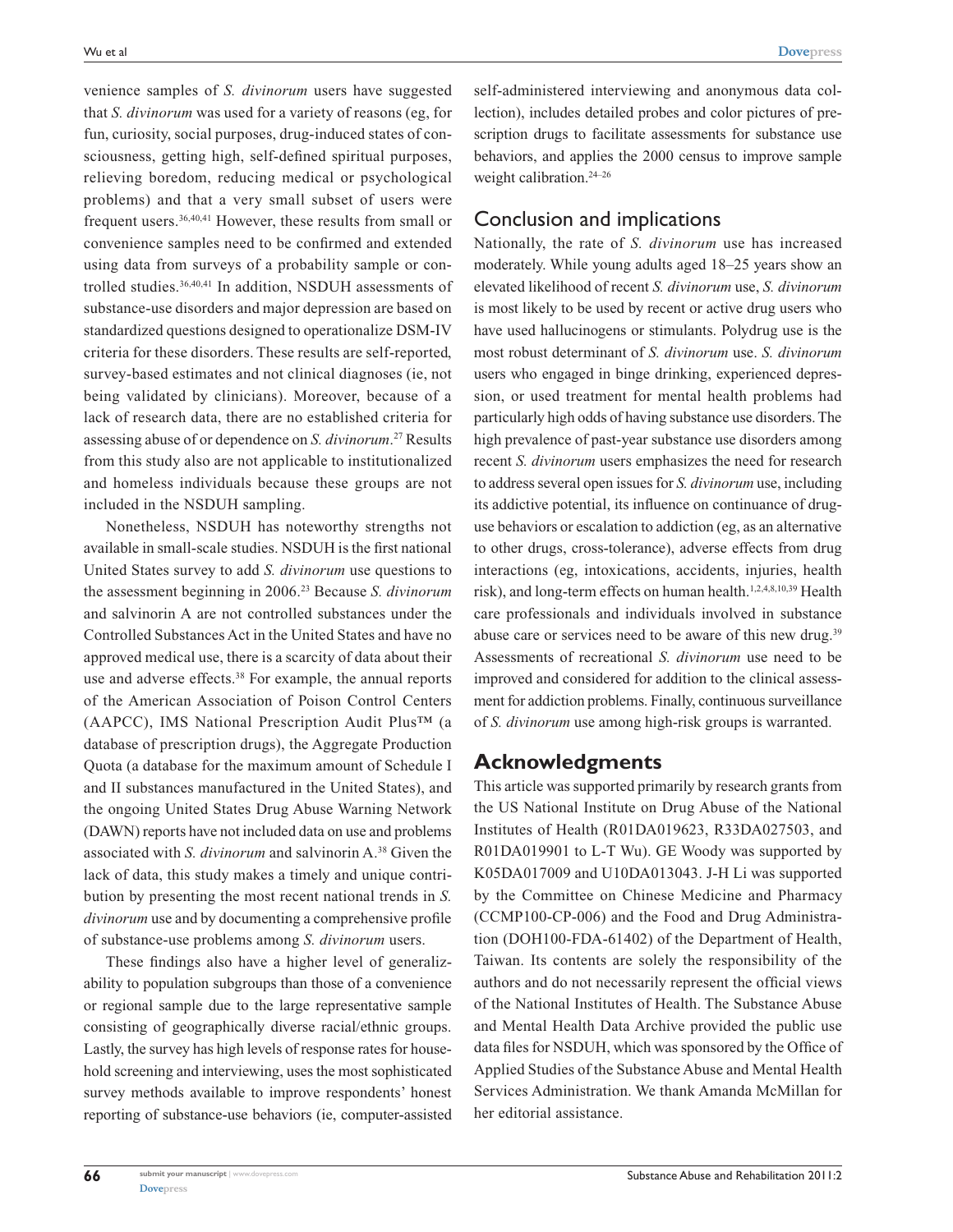venience samples of *S. divinorum* users have suggested that *S. divinorum* was used for a variety of reasons (eg, for fun, curiosity, social purposes, drug-induced states of consciousness, getting high, self-defined spiritual purposes, relieving boredom, reducing medical or psychological problems) and that a very small subset of users were frequent users.[36,40,41] However, these results from small or convenience samples need to be confirmed and extended using data from surveys of a probability sample or controlled studies.[36,40,41] In addition, NSDUH assessments of substance-use disorders and major depression are based on standardized questions designed to operationalize DSM-IV criteria for these disorders. These results are self-reported, survey-based estimates and not clinical diagnoses (ie, not being validated by clinicians). Moreover, because of a lack of research data, there are no established criteria for assessing abuse of or dependence on *S. divinorum*.[27] Results from this study also are not applicable to institutionalized and homeless individuals because these groups are not included in the NSDUH sampling.

Nonetheless, NSDUH has noteworthy strengths not available in small-scale studies. NSDUH is the first national United States survey to add *S. divinorum* use questions to the assessment beginning in 2006.[23] Because *S. divinorum* and salvinorin A are not controlled substances under the Controlled Substances Act in the United States and have no approved medical use, there is a scarcity of data about their use and adverse effects.[38] For example, the annual reports of the American Association of Poison Control Centers (AAPCC), IMS National Prescription Audit Plus™ (a database of prescription drugs), the Aggregate Production Quota (a database for the maximum amount of Schedule I and II substances manufactured in the United States), and the ongoing United States Drug Abuse Warning Network (DAWN) reports have not included data on use and problems associated with *S. divinorum* and salvinorin A.[38] Given the lack of data, this study makes a timely and unique contribution by presenting the most recent national trends in *S. divinorum* use and by documenting a comprehensive profile of substance-use problems among *S. divinorum* users.

These findings also have a higher level of generalizability to population subgroups than those of a convenience or regional sample due to the large representative sample consisting of geographically diverse racial/ethnic groups. Lastly, the survey has high levels of response rates for household screening and interviewing, uses the most sophisticated survey methods available to improve respondents' honest reporting of substance-use behaviors (ie, computer-assisted self-administered interviewing and anonymous data collection), includes detailed probes and color pictures of prescription drugs to facilitate assessments for substance use behaviors, and applies the 2000 census to improve sample weight calibration.[24–26]

## Conclusion and implications

Nationally, the rate of *S. divinorum* use has increased moderately. While young adults aged 18–25 years show an elevated likelihood of recent *S. divinorum* use, *S. divinorum* is most likely to be used by recent or active drug users who have used hallucinogens or stimulants. Polydrug use is the most robust determinant of *S. divinorum* use. *S. divinorum* users who engaged in binge drinking, experienced depression, or used treatment for mental health problems had particularly high odds of having substance use disorders. The high prevalence of past-year substance use disorders among recent *S. divinorum* users emphasizes the need for research to address several open issues for *S. divinorum* use, including its addictive potential, its influence on continuance of drug-use behaviors or escalation to addiction (eg, as an alternative to other drugs, cross-tolerance), adverse effects from drug interactions (eg, intoxications, accidents, injuries, health risk), and long-term effects on human health.[1,2,4,8,10,39] Health care professionals and individuals involved in substance abuse care or services need to be aware of this new drug.[39] Assessments of recreational *S. divinorum* use need to be improved and considered for addition to the clinical assessment for addiction problems. Finally, continuous surveillance of *S. divinorum* use among high-risk groups is warranted.

## Acknowledgments

This article was supported primarily by research grants from the US National Institute on Drug Abuse of the National Institutes of Health (R01DA019623, R33DA027503, and R01DA019901 to L-T Wu). GE Woody was supported by K05DA017009 and U10DA013043. J-H Li was supported by the Committee on Chinese Medicine and Pharmacy (CCMP100-CP-006) and the Food and Drug Administration (DOH100-FDA-61402) of the Department of Health, Taiwan. Its contents are solely the responsibility of the authors and do not necessarily represent the official views of the National Institutes of Health. The Substance Abuse and Mental Health Data Archive provided the public use data files for NSDUH, which was sponsored by the Office of Applied Studies of the Substance Abuse and Mental Health Services Administration. We thank Amanda McMillan for her editorial assistance.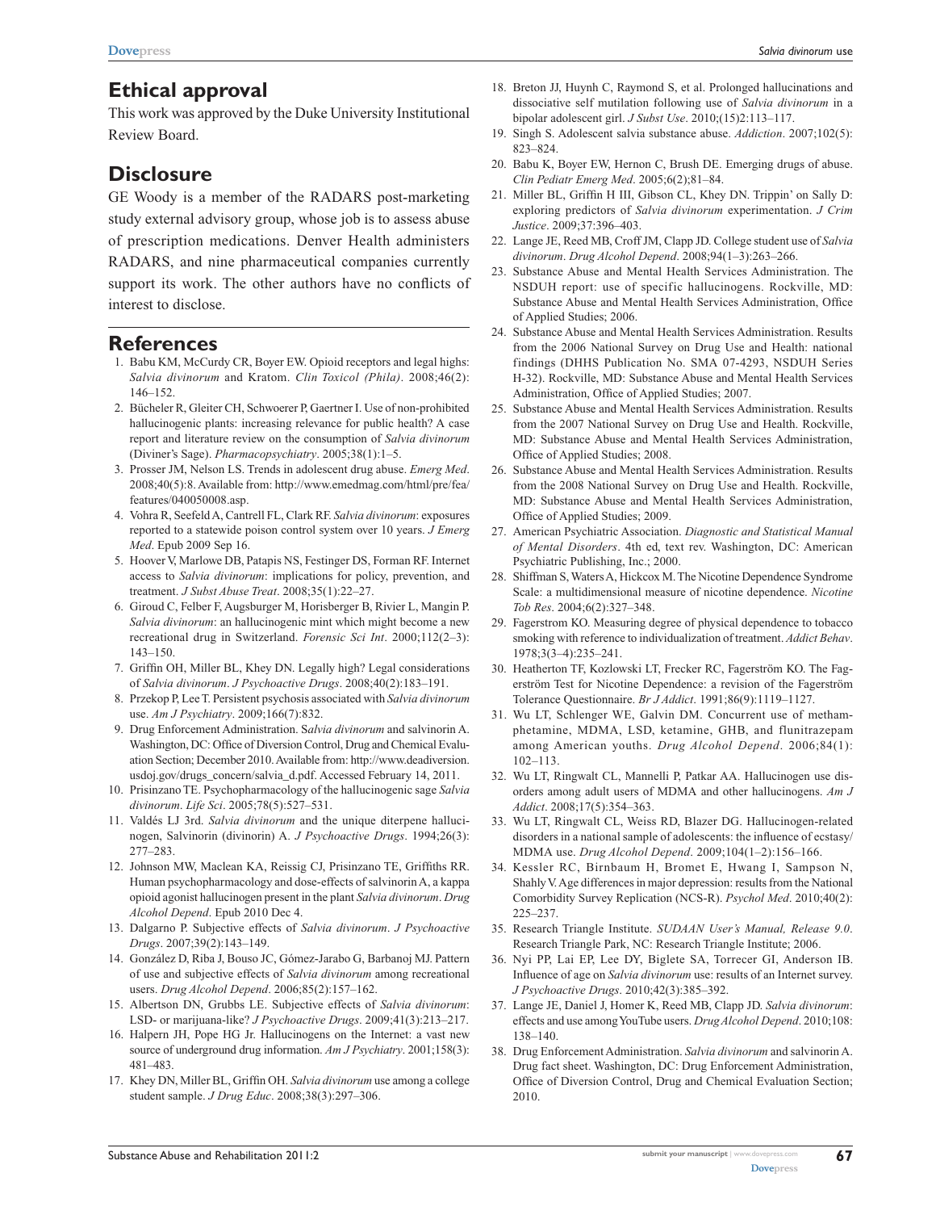## Ethical approval

This work was approved by the Duke University Institutional Review Board.

## Disclosure

GE Woody is a member of the RADARS post-marketing study external advisory group, whose job is to assess abuse of prescription medications. Denver Health administers RADARS, and nine pharmaceutical companies currently support its work. The other authors have no conflicts of interest to disclose.

## References

1. Babu KM, McCurdy CR, Boyer EW. Opioid receptors and legal highs: *Salvia divinorum* and Kratom. *Clin Toxicol (Phila)*. 2008;46(2): 146–152.
2. Bücheler R, Gleiter CH, Schwoerer P, Gaertner I. Use of non-prohibited hallucinogenic plants: increasing relevance for public health? A case report and literature review on the consumption of *Salvia divinorum* (Diviner's Sage). *Pharmacopsychiatry*. 2005;38(1):1–5.
3. Prosser JM, Nelson LS. Trends in adolescent drug abuse. *Emerg Med*. 2008;40(5):8. Available from: http://www.emedmag.com/html/pre/fea/features/040050008.asp.
4. Vohra R, Seefeld A, Cantrell FL, Clark RF. *Salvia divinorum*: exposures reported to a statewide poison control system over 10 years. *J Emerg Med*. Epub 2009 Sep 16.
5. Hoover V, Marlowe DB, Patapis NS, Festinger DS, Forman RF. Internet access to *Salvia divinorum*: implications for policy, prevention, and treatment. *J Subst Abuse Treat*. 2008;35(1):22–27.
6. Giroud C, Felber F, Augsburger M, Horisberger B, Rivier L, Mangin P. *Salvia divinorum*: an hallucinogenic mint which might become a new recreational drug in Switzerland. *Forensic Sci Int*. 2000;112(2–3): 143–150.
7. Griffin OH, Miller BL, Khey DN. Legally high? Legal considerations of *Salvia divinorum*. *J Psychoactive Drugs*. 2008;40(2):183–191.
8. Przekop P, Lee T. Persistent psychosis associated with *Salvia divinorum* use. *Am J Psychiatry*. 2009;166(7):832.
9. Drug Enforcement Administration. S*alvia divinorum* and salvinorin A. Washington, DC: Office of Diversion Control, Drug and Chemical Evaluation Section; December 2010. Available from: http://www.deadiversion.usdoj.gov/drugs_concern/salvia_d.pdf. Accessed February 14, 2011.
10. Prisinzano TE. Psychopharmacology of the hallucinogenic sage *Salvia divinorum*. *Life Sci*. 2005;78(5):527–531.
11. Valdés LJ 3rd. *Salvia divinorum* and the unique diterpene hallucinogen, Salvinorin (divinorin) A. *J Psychoactive Drugs*. 1994;26(3): 277–283.
12. Johnson MW, Maclean KA, Reissig CJ, Prisinzano TE, Griffiths RR. Human psychopharmacology and dose-effects of salvinorin A, a kappa opioid agonist hallucinogen present in the plant *Salvia divinorum*. *Drug Alcohol Depend*. Epub 2010 Dec 4.
13. Dalgarno P. Subjective effects of *Salvia divinorum*. *J Psychoactive Drugs*. 2007;39(2):143–149.
14. González D, Riba J, Bouso JC, Gómez-Jarabo G, Barbanoj MJ. Pattern of use and subjective effects of *Salvia divinorum* among recreational users. *Drug Alcohol Depend*. 2006;85(2):157–162.
15. Albertson DN, Grubbs LE. Subjective effects of *Salvia divinorum*: LSD- or marijuana-like? *J Psychoactive Drugs*. 2009;41(3):213–217.
16. Halpern JH, Pope HG Jr. Hallucinogens on the Internet: a vast new source of underground drug information. *Am J Psychiatry*. 2001;158(3): 481–483.
17. Khey DN, Miller BL, Griffin OH. *Salvia divinorum* use among a college student sample. *J Drug Educ*. 2008;38(3):297–306.
18. Breton JJ, Huynh C, Raymond S, et al. Prolonged hallucinations and dissociative self mutilation following use of *Salvia divinorum* in a bipolar adolescent girl. *J Subst Use*. 2010;(15)2:113–117.
19. Singh S. Adolescent salvia substance abuse. *Addiction*. 2007;102(5): 823–824.
20. Babu K, Boyer EW, Hernon C, Brush DE. Emerging drugs of abuse. *Clin Pediatr Emerg Med*. 2005;6(2);81–84.
21. Miller BL, Griffin H III, Gibson CL, Khey DN. Trippin' on Sally D: exploring predictors of *Salvia divinorum* experimentation. *J Crim Justice*. 2009;37:396–403.
22. Lange JE, Reed MB, Croff JM, Clapp JD. College student use of *Salvia divinorum*. *Drug Alcohol Depend*. 2008;94(1–3):263–266.
23. Substance Abuse and Mental Health Services Administration. The NSDUH report: use of specific hallucinogens. Rockville, MD: Substance Abuse and Mental Health Services Administration, Office of Applied Studies; 2006.
24. Substance Abuse and Mental Health Services Administration. Results from the 2006 National Survey on Drug Use and Health: national findings (DHHS Publication No. SMA 07-4293, NSDUH Series H-32). Rockville, MD: Substance Abuse and Mental Health Services Administration, Office of Applied Studies; 2007.
25. Substance Abuse and Mental Health Services Administration. Results from the 2007 National Survey on Drug Use and Health. Rockville, MD: Substance Abuse and Mental Health Services Administration, Office of Applied Studies; 2008.
26. Substance Abuse and Mental Health Services Administration. Results from the 2008 National Survey on Drug Use and Health. Rockville, MD: Substance Abuse and Mental Health Services Administration, Office of Applied Studies; 2009.
27. American Psychiatric Association. *Diagnostic and Statistical Manual of Mental Disorders*. 4th ed, text rev. Washington, DC: American Psychiatric Publishing, Inc.; 2000.
28. Shiffman S, Waters A, Hickcox M. The Nicotine Dependence Syndrome Scale: a multidimensional measure of nicotine dependence. *Nicotine Tob Res*. 2004;6(2):327–348.
29. Fagerstrom KO. Measuring degree of physical dependence to tobacco smoking with reference to individualization of treatment. *Addict Behav*. 1978;3(3–4):235–241.
30. Heatherton TF, Kozlowski LT, Frecker RC, Fagerström KO. The Fagerström Test for Nicotine Dependence: a revision of the Fagerström Tolerance Questionnaire. *Br J Addict*. 1991;86(9):1119–1127.
31. Wu LT, Schlenger WE, Galvin DM. Concurrent use of methamphetamine, MDMA, LSD, ketamine, GHB, and flunitrazepam among American youths. *Drug Alcohol Depend*. 2006;84(1): 102–113.
32. Wu LT, Ringwalt CL, Mannelli P, Patkar AA. Hallucinogen use disorders among adult users of MDMA and other hallucinogens. *Am J Addict*. 2008;17(5):354–363.
33. Wu LT, Ringwalt CL, Weiss RD, Blazer DG. Hallucinogen-related disorders in a national sample of adolescents: the influence of ecstasy/MDMA use. *Drug Alcohol Depend*. 2009;104(1–2):156–166.
34. Kessler RC, Birnbaum H, Bromet E, Hwang I, Sampson N, Shahly V. Age differences in major depression: results from the National Comorbidity Survey Replication (NCS-R). *Psychol Med*. 2010;40(2): 225–237.
35. Research Triangle Institute. *SUDAAN User's Manual, Release 9.0*. Research Triangle Park, NC: Research Triangle Institute; 2006.
36. Nyi PP, Lai EP, Lee DY, Biglete SA, Torrecer GI, Anderson IB. Influence of age on *Salvia divinorum* use: results of an Internet survey. *J Psychoactive Drugs*. 2010;42(3):385–392.
37. Lange JE, Daniel J, Homer K, Reed MB, Clapp JD. *Salvia divinorum*: effects and use among YouTube users. *Drug Alcohol Depend*. 2010;108: 138–140.
38. Drug Enforcement Administration. *Salvia divinorum* and salvinorin A. Drug fact sheet. Washington, DC: Drug Enforcement Administration, Office of Diversion Control, Drug and Chemical Evaluation Section; 2010.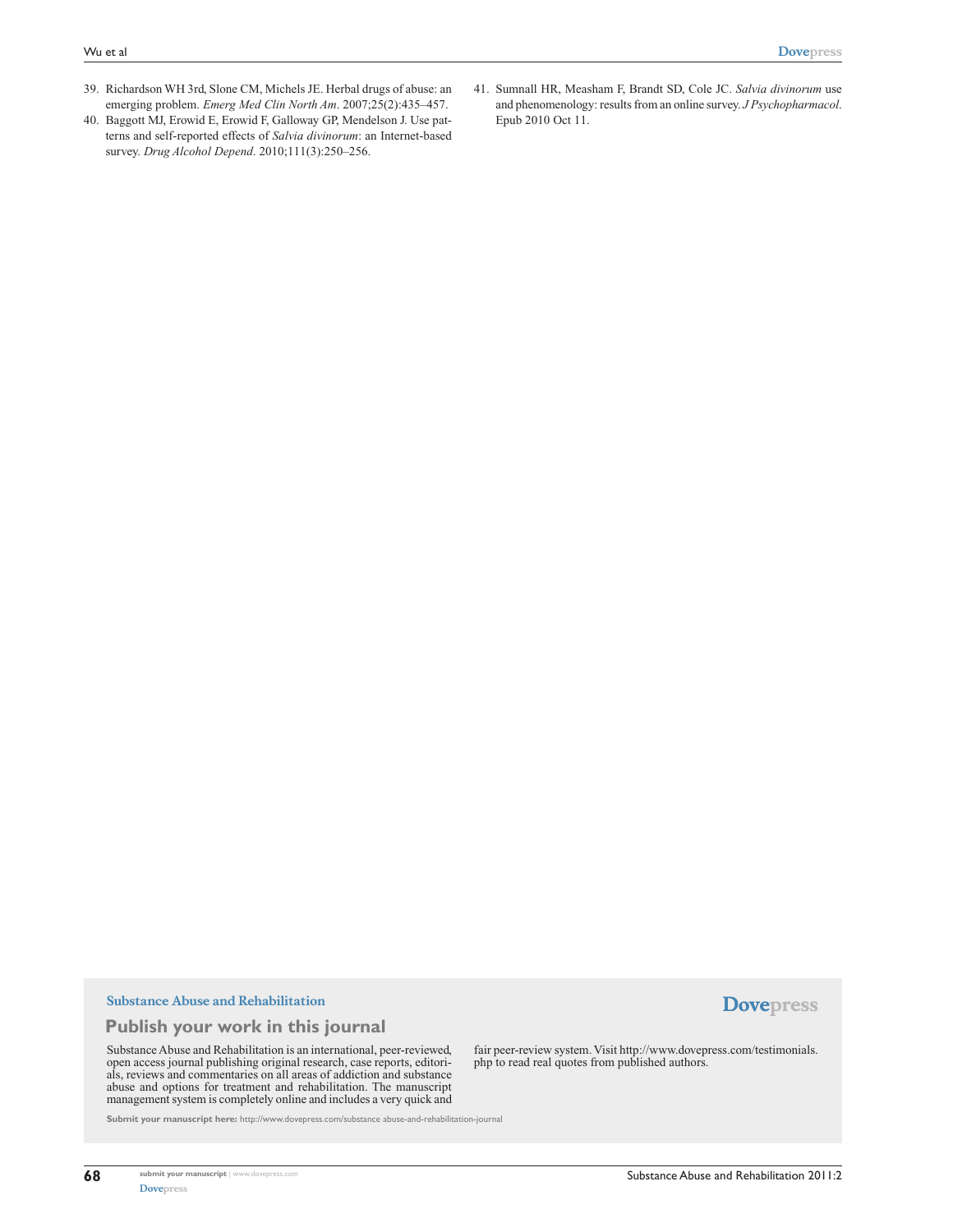39. Richardson WH 3rd, Slone CM, Michels JE. Herbal drugs of abuse: an emerging problem. *Emerg Med Clin North Am*. 2007;25(2):435–457.
40. Baggott MJ, Erowid E, Erowid F, Galloway GP, Mendelson J. Use patterns and self-reported effects of *Salvia divinorum*: an Internet-based survey. *Drug Alcohol Depend*. 2010;111(3):250–256.
41. Sumnall HR, Measham F, Brandt SD, Cole JC. *Salvia divinorum* use and phenomenology: results from an online survey. *J Psychopharmacol*. Epub 2010 Oct 11.

**Substance Abuse and Rehabilitation**

**Dovepress**

## Publish your work in this journal

Substance Abuse and Rehabilitation is an international, peer-reviewed, open access journal publishing original research, case reports, editorials, reviews and commentaries on all areas of addiction and substance abuse and options for treatment and rehabilitation. The manuscript management system is completely online and includes a very quick and fair peer-review system. Visit http://www.dovepress.com/testimonials.php to read real quotes from published authors.

**Submit your manuscript here:** http://www.dovepress.com/substance abuse-and-rehabilitation-journal